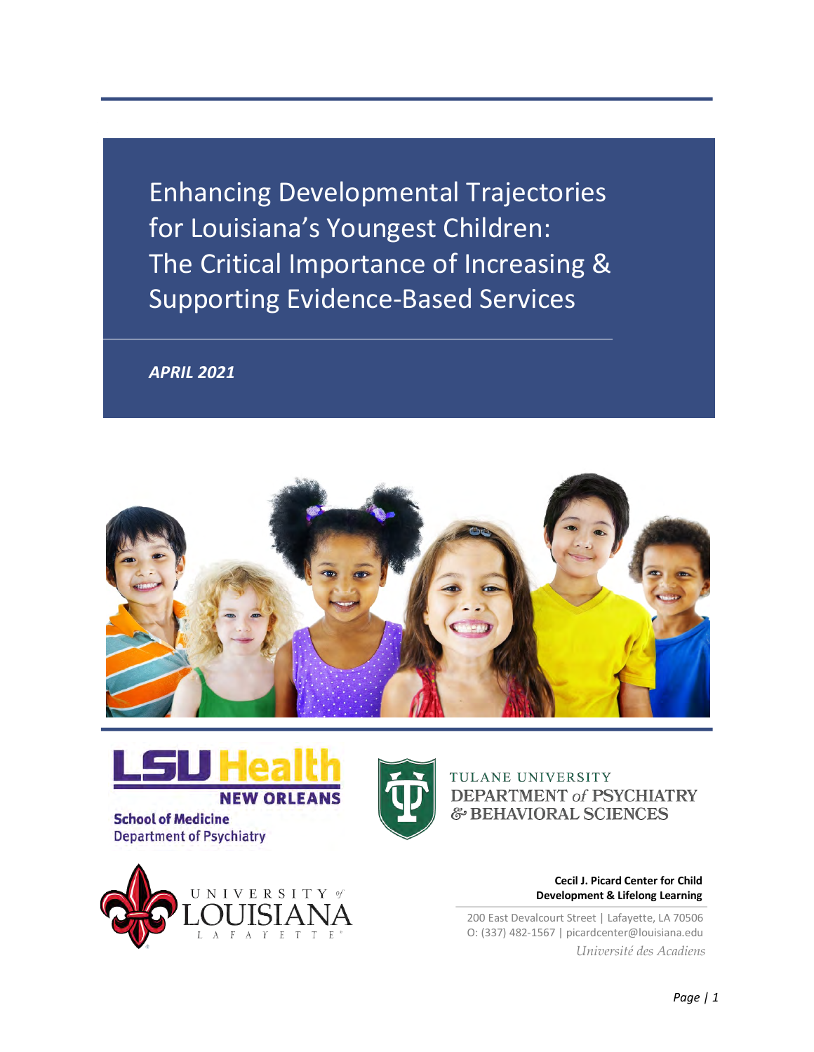# Enhancing Developmental Trajectories for Louisiana's Youngest Children: The Critical Importance of Increasing & Supporting Evidence-Based Services

***APRIL 2021***

LSU Health NEW ORLEANS
School of Medicine
Department of Psychiatry

TULANE UNIVERSITY
DEPARTMENT *of* PSYCHIATRY & BEHAVIORAL SCIENCES

UNIVERSITY *of* LOUISIANA LAFAYETTE

**Cecil J. Picard Center for Child Development & Lifelong Learning**

200 East Devalcourt Street | Lafayette, LA 70506
O: (337) 482-1567 | picardcenter@louisiana.edu
*Université des Acadiens*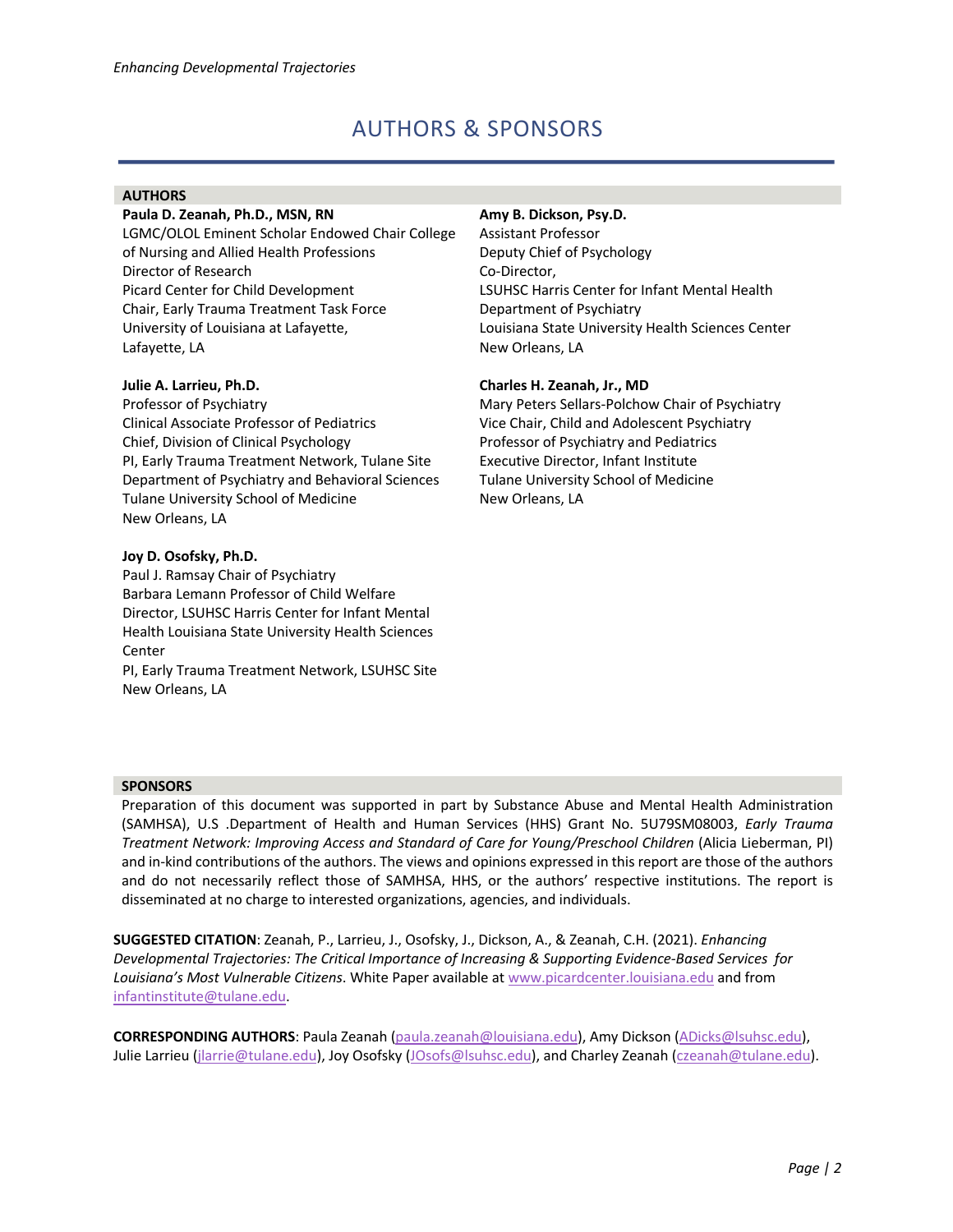# AUTHORS & SPONSORS

## AUTHORS

**Paula D. Zeanah, Ph.D., MSN, RN**
LGMC/OLOL Eminent Scholar Endowed Chair College of Nursing and Allied Health Professions
Director of Research
Picard Center for Child Development
Chair, Early Trauma Treatment Task Force
University of Louisiana at Lafayette,
Lafayette, LA

**Julie A. Larrieu, Ph.D.**
Professor of Psychiatry
Clinical Associate Professor of Pediatrics
Chief, Division of Clinical Psychology
PI, Early Trauma Treatment Network, Tulane Site
Department of Psychiatry and Behavioral Sciences
Tulane University School of Medicine
New Orleans, LA

**Joy D. Osofsky, Ph.D.**
Paul J. Ramsay Chair of Psychiatry
Barbara Lemann Professor of Child Welfare
Director, LSUHSC Harris Center for Infant Mental Health Louisiana State University Health Sciences Center
PI, Early Trauma Treatment Network, LSUHSC Site
New Orleans, LA

**Amy B. Dickson, Psy.D.**
Assistant Professor
Deputy Chief of Psychology
Co-Director,
LSUHSC Harris Center for Infant Mental Health
Department of Psychiatry
Louisiana State University Health Sciences Center
New Orleans, LA

**Charles H. Zeanah, Jr., MD**
Mary Peters Sellars-Polchow Chair of Psychiatry
Vice Chair, Child and Adolescent Psychiatry
Professor of Psychiatry and Pediatrics
Executive Director, Infant Institute
Tulane University School of Medicine
New Orleans, LA

## SPONSORS

Preparation of this document was supported in part by Substance Abuse and Mental Health Administration (SAMHSA), U.S .Department of Health and Human Services (HHS) Grant No. 5U79SM08003, *Early Trauma Treatment Network: Improving Access and Standard of Care for Young/Preschool Children* (Alicia Lieberman, PI) and in-kind contributions of the authors. The views and opinions expressed in this report are those of the authors and do not necessarily reflect those of SAMHSA, HHS, or the authors' respective institutions. The report is disseminated at no charge to interested organizations, agencies, and individuals.

**SUGGESTED CITATION**: Zeanah, P., Larrieu, J., Osofsky, J., Dickson, A., & Zeanah, C.H. (2021). *Enhancing Developmental Trajectories: The Critical Importance of Increasing & Supporting Evidence-Based Services for Louisiana's Most Vulnerable Citizens*. White Paper available at www.picardcenter.louisiana.edu and from infantinstitute@tulane.edu.

**CORRESPONDING AUTHORS**: Paula Zeanah (paula.zeanah@louisiana.edu), Amy Dickson (ADicks@lsuhsc.edu), Julie Larrieu (jlarrie@tulane.edu), Joy Osofsky (JOsofs@lsuhsc.edu), and Charley Zeanah (czeanah@tulane.edu).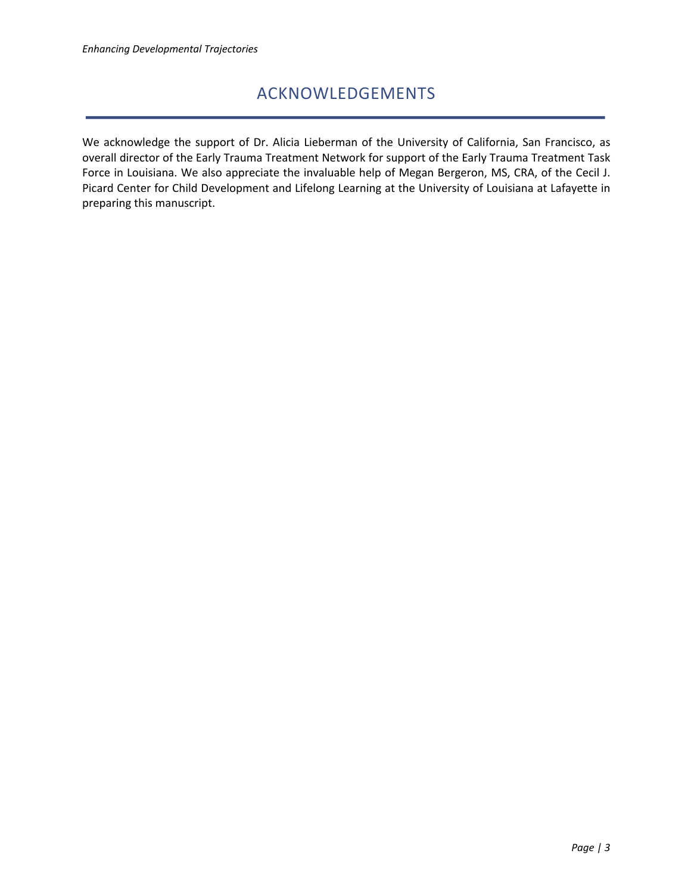# ACKNOWLEDGEMENTS

We acknowledge the support of Dr. Alicia Lieberman of the University of California, San Francisco, as overall director of the Early Trauma Treatment Network for support of the Early Trauma Treatment Task Force in Louisiana. We also appreciate the invaluable help of Megan Bergeron, MS, CRA, of the Cecil J. Picard Center for Child Development and Lifelong Learning at the University of Louisiana at Lafayette in preparing this manuscript.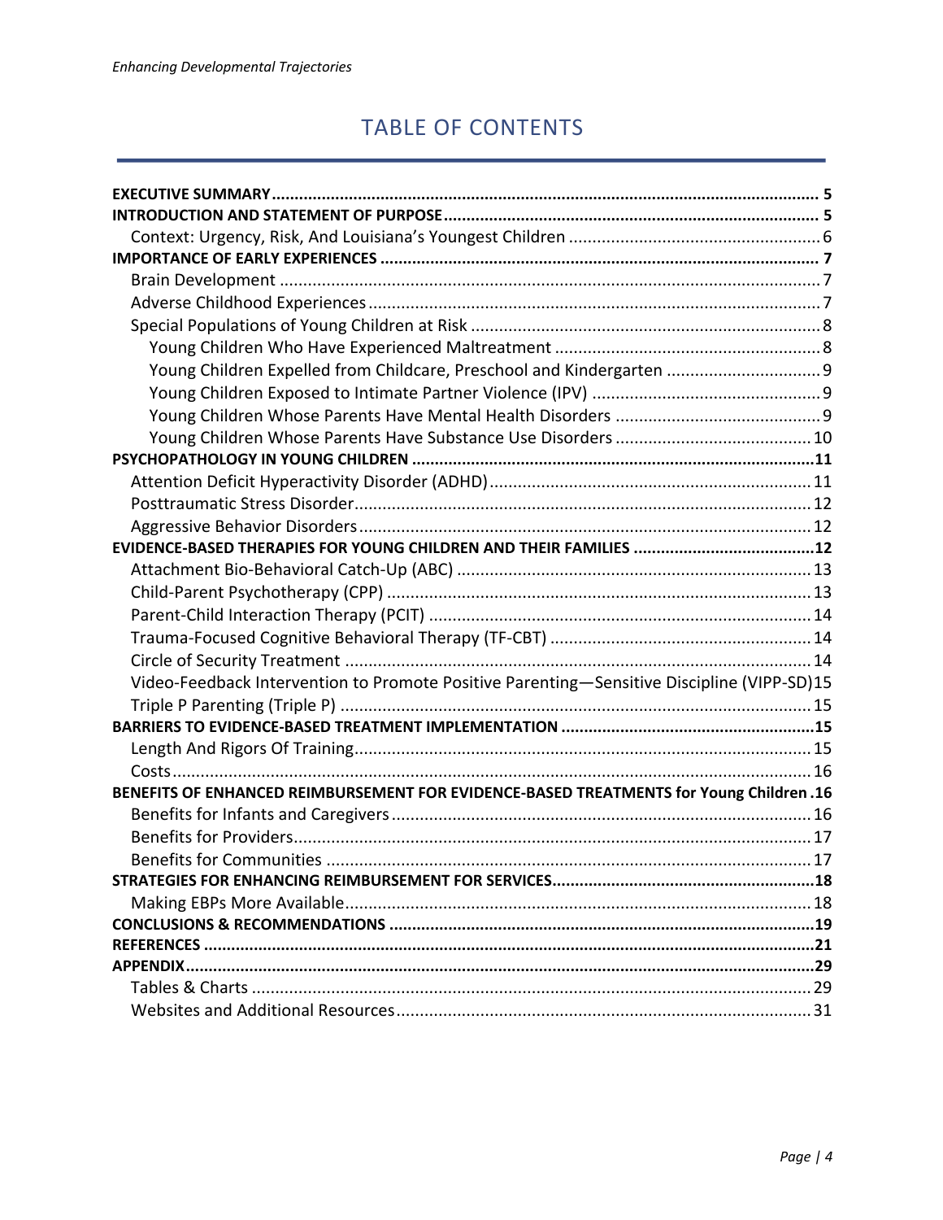# TABLE OF CONTENTS

**EXECUTIVE SUMMARY** .... 5
**INTRODUCTION AND STATEMENT OF PURPOSE** .... 5
- Context: Urgency, Risk, And Louisiana's Youngest Children .... 6

**IMPORTANCE OF EARLY EXPERIENCES** .... 7
- Brain Development .... 7
- Adverse Childhood Experiences .... 7
- Special Populations of Young Children at Risk .... 8
  - Young Children Who Have Experienced Maltreatment .... 8
  - Young Children Expelled from Childcare, Preschool and Kindergarten .... 9
  - Young Children Exposed to Intimate Partner Violence (IPV) .... 9
  - Young Children Whose Parents Have Mental Health Disorders .... 9
  - Young Children Whose Parents Have Substance Use Disorders .... 10

**PSYCHOPATHOLOGY IN YOUNG CHILDREN** .... 11
- Attention Deficit Hyperactivity Disorder (ADHD) .... 11
- Posttraumatic Stress Disorder .... 12
- Aggressive Behavior Disorders .... 12

**EVIDENCE-BASED THERAPIES FOR YOUNG CHILDREN AND THEIR FAMILIES** .... 12
- Attachment Bio-Behavioral Catch-Up (ABC) .... 13
- Child-Parent Psychotherapy (CPP) .... 13
- Parent-Child Interaction Therapy (PCIT) .... 14
- Trauma-Focused Cognitive Behavioral Therapy (TF-CBT) .... 14
- Circle of Security Treatment .... 14
- Video-Feedback Intervention to Promote Positive Parenting—Sensitive Discipline (VIPP-SD) .... 15
- Triple P Parenting (Triple P) .... 15

**BARRIERS TO EVIDENCE-BASED TREATMENT IMPLEMENTATION** .... 15
- Length And Rigors Of Training .... 15
- Costs .... 16

**BENEFITS OF ENHANCED REIMBURSEMENT FOR EVIDENCE-BASED TREATMENTS for Young Children** .... 16
- Benefits for Infants and Caregivers .... 16
- Benefits for Providers .... 17
- Benefits for Communities .... 17

**STRATEGIES FOR ENHANCING REIMBURSEMENT FOR SERVICES** .... 18
- Making EBPs More Available .... 18

**CONCLUSIONS & RECOMMENDATIONS** .... 19
**REFERENCES** .... 21
**APPENDIX** .... 29
- Tables & Charts .... 29
- Websites and Additional Resources .... 31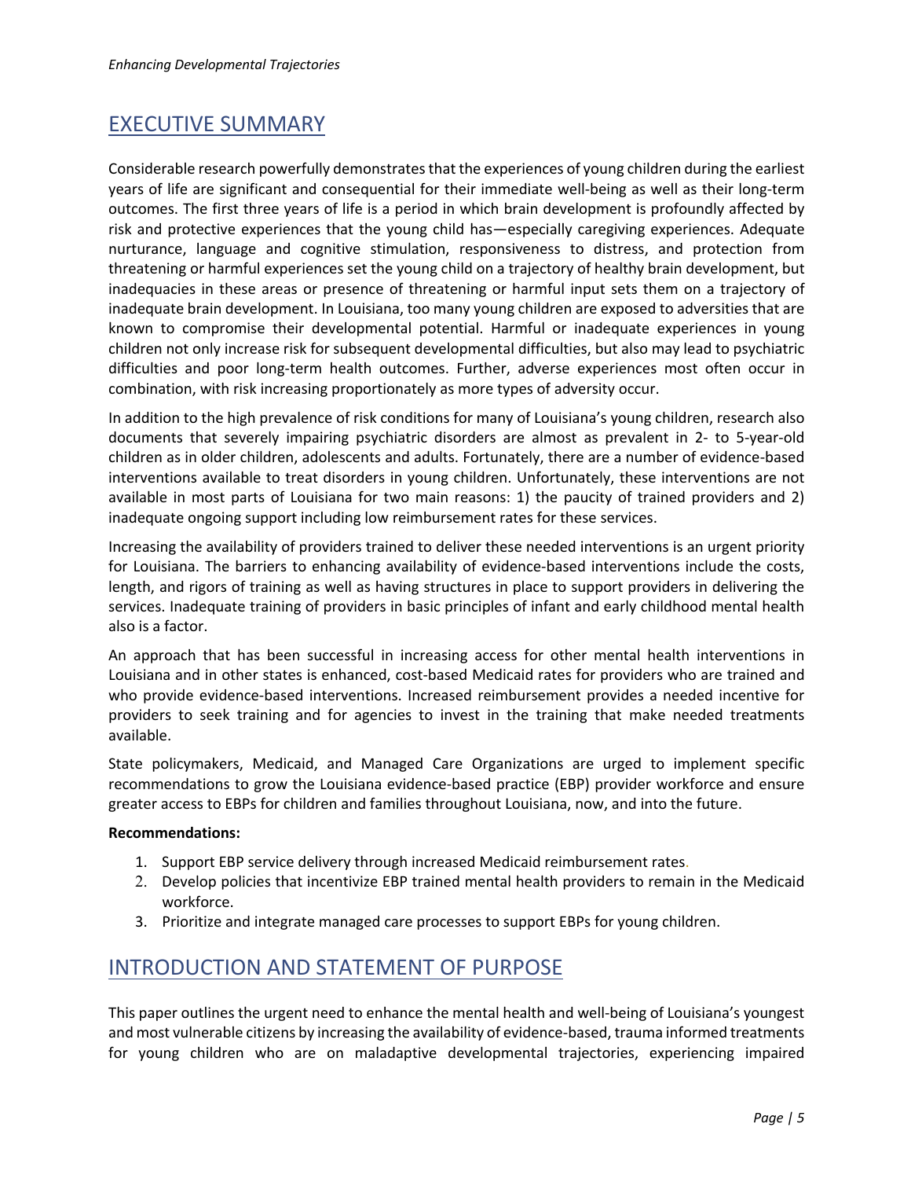## EXECUTIVE SUMMARY

Considerable research powerfully demonstrates that the experiences of young children during the earliest years of life are significant and consequential for their immediate well-being as well as their long-term outcomes. The first three years of life is a period in which brain development is profoundly affected by risk and protective experiences that the young child has—especially caregiving experiences. Adequate nurturance, language and cognitive stimulation, responsiveness to distress, and protection from threatening or harmful experiences set the young child on a trajectory of healthy brain development, but inadequacies in these areas or presence of threatening or harmful input sets them on a trajectory of inadequate brain development. In Louisiana, too many young children are exposed to adversities that are known to compromise their developmental potential. Harmful or inadequate experiences in young children not only increase risk for subsequent developmental difficulties, but also may lead to psychiatric difficulties and poor long-term health outcomes. Further, adverse experiences most often occur in combination, with risk increasing proportionately as more types of adversity occur.

In addition to the high prevalence of risk conditions for many of Louisiana's young children, research also documents that severely impairing psychiatric disorders are almost as prevalent in 2- to 5-year-old children as in older children, adolescents and adults. Fortunately, there are a number of evidence-based interventions available to treat disorders in young children. Unfortunately, these interventions are not available in most parts of Louisiana for two main reasons: 1) the paucity of trained providers and 2) inadequate ongoing support including low reimbursement rates for these services.

Increasing the availability of providers trained to deliver these needed interventions is an urgent priority for Louisiana. The barriers to enhancing availability of evidence-based interventions include the costs, length, and rigors of training as well as having structures in place to support providers in delivering the services. Inadequate training of providers in basic principles of infant and early childhood mental health also is a factor.

An approach that has been successful in increasing access for other mental health interventions in Louisiana and in other states is enhanced, cost-based Medicaid rates for providers who are trained and who provide evidence-based interventions. Increased reimbursement provides a needed incentive for providers to seek training and for agencies to invest in the training that make needed treatments available.

State policymakers, Medicaid, and Managed Care Organizations are urged to implement specific recommendations to grow the Louisiana evidence-based practice (EBP) provider workforce and ensure greater access to EBPs for children and families throughout Louisiana, now, and into the future.

**Recommendations:**

1. Support EBP service delivery through increased Medicaid reimbursement rates.
2. Develop policies that incentivize EBP trained mental health providers to remain in the Medicaid workforce.
3. Prioritize and integrate managed care processes to support EBPs for young children.

## INTRODUCTION AND STATEMENT OF PURPOSE

This paper outlines the urgent need to enhance the mental health and well-being of Louisiana's youngest and most vulnerable citizens by increasing the availability of evidence-based, trauma informed treatments for young children who are on maladaptive developmental trajectories, experiencing impaired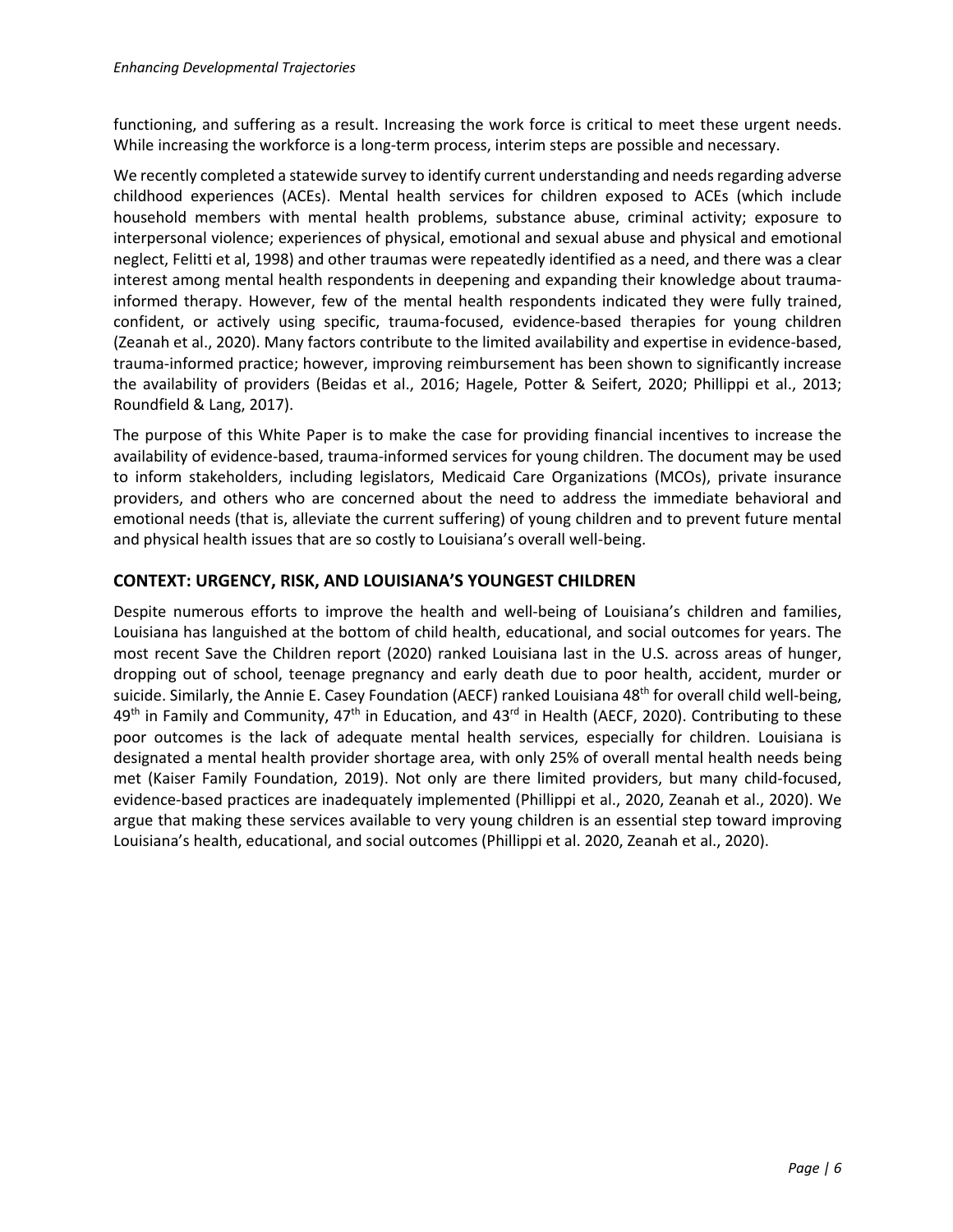functioning, and suffering as a result. Increasing the work force is critical to meet these urgent needs. While increasing the workforce is a long-term process, interim steps are possible and necessary.

We recently completed a statewide survey to identify current understanding and needs regarding adverse childhood experiences (ACEs). Mental health services for children exposed to ACEs (which include household members with mental health problems, substance abuse, criminal activity; exposure to interpersonal violence; experiences of physical, emotional and sexual abuse and physical and emotional neglect, Felitti et al, 1998) and other traumas were repeatedly identified as a need, and there was a clear interest among mental health respondents in deepening and expanding their knowledge about trauma-informed therapy. However, few of the mental health respondents indicated they were fully trained, confident, or actively using specific, trauma-focused, evidence-based therapies for young children (Zeanah et al., 2020). Many factors contribute to the limited availability and expertise in evidence-based, trauma-informed practice; however, improving reimbursement has been shown to significantly increase the availability of providers (Beidas et al., 2016; Hagele, Potter & Seifert, 2020; Phillippi et al., 2013; Roundfield & Lang, 2017).

The purpose of this White Paper is to make the case for providing financial incentives to increase the availability of evidence-based, trauma-informed services for young children. The document may be used to inform stakeholders, including legislators, Medicaid Care Organizations (MCOs), private insurance providers, and others who are concerned about the need to address the immediate behavioral and emotional needs (that is, alleviate the current suffering) of young children and to prevent future mental and physical health issues that are so costly to Louisiana's overall well-being.

## CONTEXT: URGENCY, RISK, AND LOUISIANA'S YOUNGEST CHILDREN

Despite numerous efforts to improve the health and well-being of Louisiana's children and families, Louisiana has languished at the bottom of child health, educational, and social outcomes for years. The most recent Save the Children report (2020) ranked Louisiana last in the U.S. across areas of hunger, dropping out of school, teenage pregnancy and early death due to poor health, accident, murder or suicide. Similarly, the Annie E. Casey Foundation (AECF) ranked Louisiana 48th for overall child well-being, 49th in Family and Community, 47th in Education, and 43rd in Health (AECF, 2020). Contributing to these poor outcomes is the lack of adequate mental health services, especially for children. Louisiana is designated a mental health provider shortage area, with only 25% of overall mental health needs being met (Kaiser Family Foundation, 2019). Not only are there limited providers, but many child-focused, evidence-based practices are inadequately implemented (Phillippi et al., 2020, Zeanah et al., 2020). We argue that making these services available to very young children is an essential step toward improving Louisiana's health, educational, and social outcomes (Phillippi et al. 2020, Zeanah et al., 2020).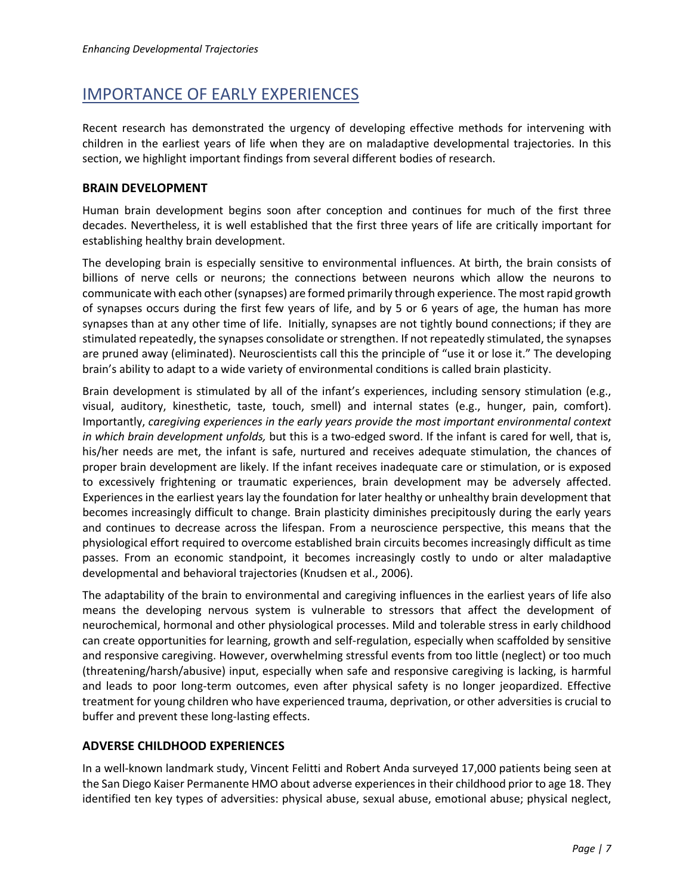## IMPORTANCE OF EARLY EXPERIENCES

Recent research has demonstrated the urgency of developing effective methods for intervening with children in the earliest years of life when they are on maladaptive developmental trajectories. In this section, we highlight important findings from several different bodies of research.

### BRAIN DEVELOPMENT

Human brain development begins soon after conception and continues for much of the first three decades. Nevertheless, it is well established that the first three years of life are critically important for establishing healthy brain development.

The developing brain is especially sensitive to environmental influences. At birth, the brain consists of billions of nerve cells or neurons; the connections between neurons which allow the neurons to communicate with each other (synapses) are formed primarily through experience. The most rapid growth of synapses occurs during the first few years of life, and by 5 or 6 years of age, the human has more synapses than at any other time of life. Initially, synapses are not tightly bound connections; if they are stimulated repeatedly, the synapses consolidate or strengthen. If not repeatedly stimulated, the synapses are pruned away (eliminated). Neuroscientists call this the principle of "use it or lose it." The developing brain's ability to adapt to a wide variety of environmental conditions is called brain plasticity.

Brain development is stimulated by all of the infant's experiences, including sensory stimulation (e.g., visual, auditory, kinesthetic, taste, touch, smell) and internal states (e.g., hunger, pain, comfort). Importantly, *caregiving experiences in the early years provide the most important environmental context in which brain development unfolds,* but this is a two-edged sword. If the infant is cared for well, that is, his/her needs are met, the infant is safe, nurtured and receives adequate stimulation, the chances of proper brain development are likely. If the infant receives inadequate care or stimulation, or is exposed to excessively frightening or traumatic experiences, brain development may be adversely affected. Experiences in the earliest years lay the foundation for later healthy or unhealthy brain development that becomes increasingly difficult to change. Brain plasticity diminishes precipitously during the early years and continues to decrease across the lifespan. From a neuroscience perspective, this means that the physiological effort required to overcome established brain circuits becomes increasingly difficult as time passes. From an economic standpoint, it becomes increasingly costly to undo or alter maladaptive developmental and behavioral trajectories (Knudsen et al., 2006).

The adaptability of the brain to environmental and caregiving influences in the earliest years of life also means the developing nervous system is vulnerable to stressors that affect the development of neurochemical, hormonal and other physiological processes. Mild and tolerable stress in early childhood can create opportunities for learning, growth and self-regulation, especially when scaffolded by sensitive and responsive caregiving. However, overwhelming stressful events from too little (neglect) or too much (threatening/harsh/abusive) input, especially when safe and responsive caregiving is lacking, is harmful and leads to poor long-term outcomes, even after physical safety is no longer jeopardized. Effective treatment for young children who have experienced trauma, deprivation, or other adversities is crucial to buffer and prevent these long-lasting effects.

### ADVERSE CHILDHOOD EXPERIENCES

In a well-known landmark study, Vincent Felitti and Robert Anda surveyed 17,000 patients being seen at the San Diego Kaiser Permanente HMO about adverse experiences in their childhood prior to age 18. They identified ten key types of adversities: physical abuse, sexual abuse, emotional abuse; physical neglect,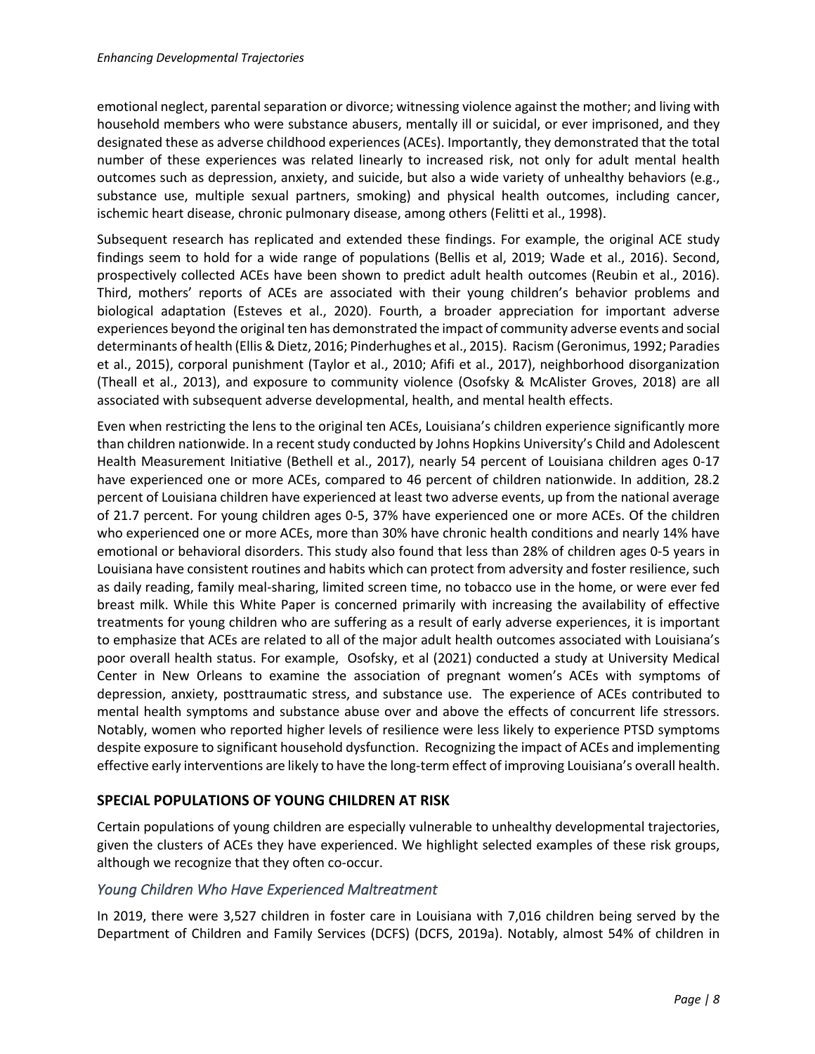emotional neglect, parental separation or divorce; witnessing violence against the mother; and living with household members who were substance abusers, mentally ill or suicidal, or ever imprisoned, and they designated these as adverse childhood experiences (ACEs). Importantly, they demonstrated that the total number of these experiences was related linearly to increased risk, not only for adult mental health outcomes such as depression, anxiety, and suicide, but also a wide variety of unhealthy behaviors (e.g., substance use, multiple sexual partners, smoking) and physical health outcomes, including cancer, ischemic heart disease, chronic pulmonary disease, among others (Felitti et al., 1998).

Subsequent research has replicated and extended these findings. For example, the original ACE study findings seem to hold for a wide range of populations (Bellis et al, 2019; Wade et al., 2016). Second, prospectively collected ACEs have been shown to predict adult health outcomes (Reubin et al., 2016). Third, mothers' reports of ACEs are associated with their young children's behavior problems and biological adaptation (Esteves et al., 2020). Fourth, a broader appreciation for important adverse experiences beyond the original ten has demonstrated the impact of community adverse events and social determinants of health (Ellis & Dietz, 2016; Pinderhughes et al., 2015). Racism (Geronimus, 1992; Paradies et al., 2015), corporal punishment (Taylor et al., 2010; Afifi et al., 2017), neighborhood disorganization (Theall et al., 2013), and exposure to community violence (Osofsky & McAlister Groves, 2018) are all associated with subsequent adverse developmental, health, and mental health effects.

Even when restricting the lens to the original ten ACEs, Louisiana's children experience significantly more than children nationwide. In a recent study conducted by Johns Hopkins University's Child and Adolescent Health Measurement Initiative (Bethell et al., 2017), nearly 54 percent of Louisiana children ages 0-17 have experienced one or more ACEs, compared to 46 percent of children nationwide. In addition, 28.2 percent of Louisiana children have experienced at least two adverse events, up from the national average of 21.7 percent. For young children ages 0-5, 37% have experienced one or more ACEs. Of the children who experienced one or more ACEs, more than 30% have chronic health conditions and nearly 14% have emotional or behavioral disorders. This study also found that less than 28% of children ages 0-5 years in Louisiana have consistent routines and habits which can protect from adversity and foster resilience, such as daily reading, family meal-sharing, limited screen time, no tobacco use in the home, or were ever fed breast milk. While this White Paper is concerned primarily with increasing the availability of effective treatments for young children who are suffering as a result of early adverse experiences, it is important to emphasize that ACEs are related to all of the major adult health outcomes associated with Louisiana's poor overall health status. For example, Osofsky, et al (2021) conducted a study at University Medical Center in New Orleans to examine the association of pregnant women's ACEs with symptoms of depression, anxiety, posttraumatic stress, and substance use. The experience of ACEs contributed to mental health symptoms and substance abuse over and above the effects of concurrent life stressors. Notably, women who reported higher levels of resilience were less likely to experience PTSD symptoms despite exposure to significant household dysfunction. Recognizing the impact of ACEs and implementing effective early interventions are likely to have the long-term effect of improving Louisiana's overall health.

## SPECIAL POPULATIONS OF YOUNG CHILDREN AT RISK

Certain populations of young children are especially vulnerable to unhealthy developmental trajectories, given the clusters of ACEs they have experienced. We highlight selected examples of these risk groups, although we recognize that they often co-occur.

### *Young Children Who Have Experienced Maltreatment*

In 2019, there were 3,527 children in foster care in Louisiana with 7,016 children being served by the Department of Children and Family Services (DCFS) (DCFS, 2019a). Notably, almost 54% of children in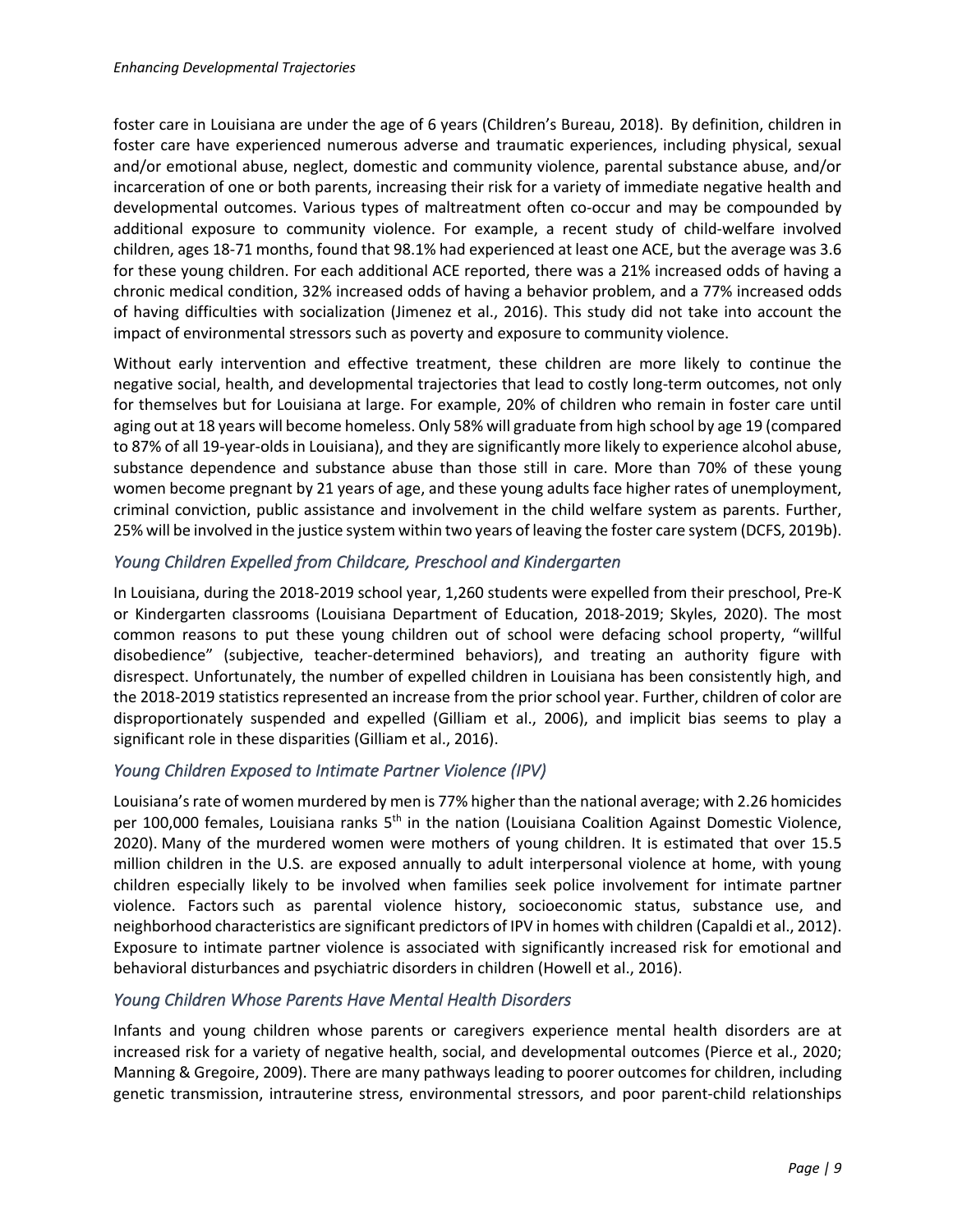foster care in Louisiana are under the age of 6 years (Children's Bureau, 2018). By definition, children in foster care have experienced numerous adverse and traumatic experiences, including physical, sexual and/or emotional abuse, neglect, domestic and community violence, parental substance abuse, and/or incarceration of one or both parents, increasing their risk for a variety of immediate negative health and developmental outcomes. Various types of maltreatment often co-occur and may be compounded by additional exposure to community violence. For example, a recent study of child-welfare involved children, ages 18-71 months, found that 98.1% had experienced at least one ACE, but the average was 3.6 for these young children. For each additional ACE reported, there was a 21% increased odds of having a chronic medical condition, 32% increased odds of having a behavior problem, and a 77% increased odds of having difficulties with socialization (Jimenez et al., 2016). This study did not take into account the impact of environmental stressors such as poverty and exposure to community violence.

Without early intervention and effective treatment, these children are more likely to continue the negative social, health, and developmental trajectories that lead to costly long-term outcomes, not only for themselves but for Louisiana at large. For example, 20% of children who remain in foster care until aging out at 18 years will become homeless. Only 58% will graduate from high school by age 19 (compared to 87% of all 19-year-olds in Louisiana), and they are significantly more likely to experience alcohol abuse, substance dependence and substance abuse than those still in care. More than 70% of these young women become pregnant by 21 years of age, and these young adults face higher rates of unemployment, criminal conviction, public assistance and involvement in the child welfare system as parents. Further, 25% will be involved in the justice system within two years of leaving the foster care system (DCFS, 2019b).

### *Young Children Expelled from Childcare, Preschool and Kindergarten*

In Louisiana, during the 2018-2019 school year, 1,260 students were expelled from their preschool, Pre-K or Kindergarten classrooms (Louisiana Department of Education, 2018-2019; Skyles, 2020). The most common reasons to put these young children out of school were defacing school property, "willful disobedience" (subjective, teacher-determined behaviors), and treating an authority figure with disrespect. Unfortunately, the number of expelled children in Louisiana has been consistently high, and the 2018-2019 statistics represented an increase from the prior school year. Further, children of color are disproportionately suspended and expelled (Gilliam et al., 2006), and implicit bias seems to play a significant role in these disparities (Gilliam et al., 2016).

### *Young Children Exposed to Intimate Partner Violence (IPV)*

Louisiana's rate of women murdered by men is 77% higher than the national average; with 2.26 homicides per 100,000 females, Louisiana ranks 5th in the nation (Louisiana Coalition Against Domestic Violence, 2020). Many of the murdered women were mothers of young children. It is estimated that over 15.5 million children in the U.S. are exposed annually to adult interpersonal violence at home, with young children especially likely to be involved when families seek police involvement for intimate partner violence. Factors such as parental violence history, socioeconomic status, substance use, and neighborhood characteristics are significant predictors of IPV in homes with children (Capaldi et al., 2012). Exposure to intimate partner violence is associated with significantly increased risk for emotional and behavioral disturbances and psychiatric disorders in children (Howell et al., 2016).

### *Young Children Whose Parents Have Mental Health Disorders*

Infants and young children whose parents or caregivers experience mental health disorders are at increased risk for a variety of negative health, social, and developmental outcomes (Pierce et al., 2020; Manning & Gregoire, 2009). There are many pathways leading to poorer outcomes for children, including genetic transmission, intrauterine stress, environmental stressors, and poor parent-child relationships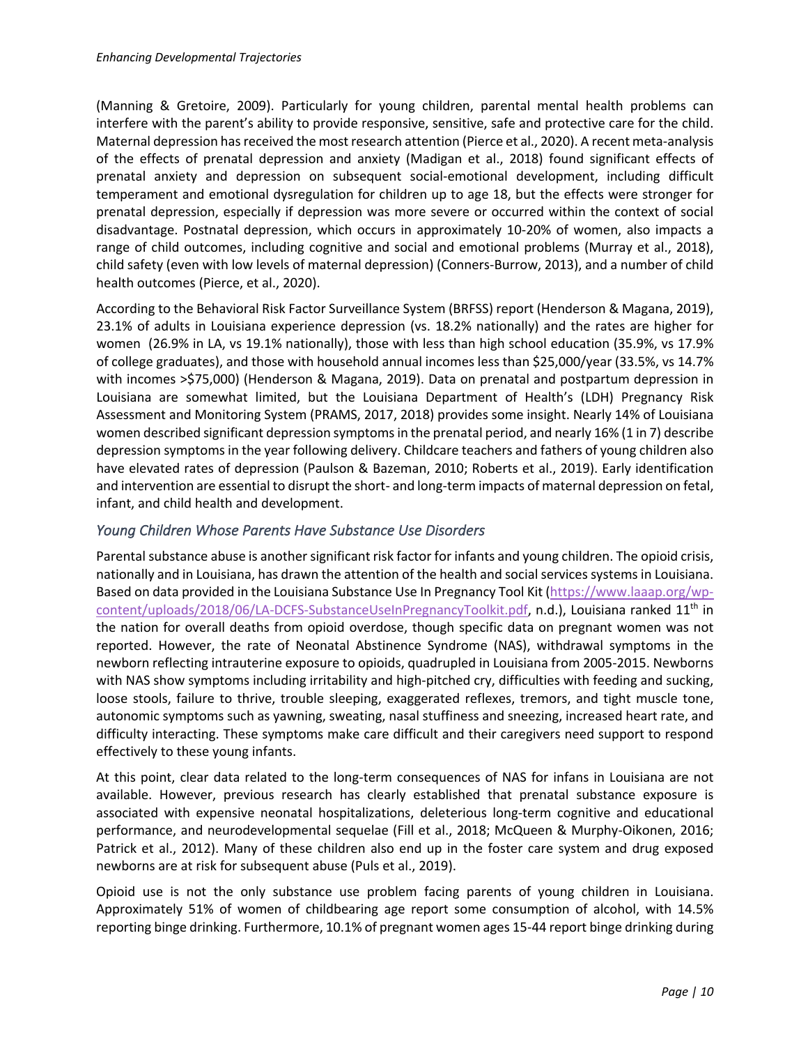(Manning & Gretoire, 2009). Particularly for young children, parental mental health problems can interfere with the parent's ability to provide responsive, sensitive, safe and protective care for the child. Maternal depression has received the most research attention (Pierce et al., 2020). A recent meta-analysis of the effects of prenatal depression and anxiety (Madigan et al., 2018) found significant effects of prenatal anxiety and depression on subsequent social-emotional development, including difficult temperament and emotional dysregulation for children up to age 18, but the effects were stronger for prenatal depression, especially if depression was more severe or occurred within the context of social disadvantage. Postnatal depression, which occurs in approximately 10-20% of women, also impacts a range of child outcomes, including cognitive and social and emotional problems (Murray et al., 2018), child safety (even with low levels of maternal depression) (Conners-Burrow, 2013), and a number of child health outcomes (Pierce, et al., 2020).

According to the Behavioral Risk Factor Surveillance System (BRFSS) report (Henderson & Magana, 2019), 23.1% of adults in Louisiana experience depression (vs. 18.2% nationally) and the rates are higher for women (26.9% in LA, vs 19.1% nationally), those with less than high school education (35.9%, vs 17.9% of college graduates), and those with household annual incomes less than \$25,000/year (33.5%, vs 14.7% with incomes >\$75,000) (Henderson & Magana, 2019). Data on prenatal and postpartum depression in Louisiana are somewhat limited, but the Louisiana Department of Health's (LDH) Pregnancy Risk Assessment and Monitoring System (PRAMS, 2017, 2018) provides some insight. Nearly 14% of Louisiana women described significant depression symptoms in the prenatal period, and nearly 16% (1 in 7) describe depression symptoms in the year following delivery. Childcare teachers and fathers of young children also have elevated rates of depression (Paulson & Bazeman, 2010; Roberts et al., 2019). Early identification and intervention are essential to disrupt the short- and long-term impacts of maternal depression on fetal, infant, and child health and development.

### *Young Children Whose Parents Have Substance Use Disorders*

Parental substance abuse is another significant risk factor for infants and young children. The opioid crisis, nationally and in Louisiana, has drawn the attention of the health and social services systems in Louisiana. Based on data provided in the Louisiana Substance Use In Pregnancy Tool Kit (https://www.laaap.org/wp-content/uploads/2018/06/LA-DCFS-SubstanceUseInPregnancyToolkit.pdf, n.d.), Louisiana ranked 11th in the nation for overall deaths from opioid overdose, though specific data on pregnant women was not reported. However, the rate of Neonatal Abstinence Syndrome (NAS), withdrawal symptoms in the newborn reflecting intrauterine exposure to opioids, quadrupled in Louisiana from 2005-2015. Newborns with NAS show symptoms including irritability and high-pitched cry, difficulties with feeding and sucking, loose stools, failure to thrive, trouble sleeping, exaggerated reflexes, tremors, and tight muscle tone, autonomic symptoms such as yawning, sweating, nasal stuffiness and sneezing, increased heart rate, and difficulty interacting. These symptoms make care difficult and their caregivers need support to respond effectively to these young infants.

At this point, clear data related to the long-term consequences of NAS for infans in Louisiana are not available. However, previous research has clearly established that prenatal substance exposure is associated with expensive neonatal hospitalizations, deleterious long-term cognitive and educational performance, and neurodevelopmental sequelae (Fill et al., 2018; McQueen & Murphy-Oikonen, 2016; Patrick et al., 2012). Many of these children also end up in the foster care system and drug exposed newborns are at risk for subsequent abuse (Puls et al., 2019).

Opioid use is not the only substance use problem facing parents of young children in Louisiana. Approximately 51% of women of childbearing age report some consumption of alcohol, with 14.5% reporting binge drinking. Furthermore, 10.1% of pregnant women ages 15-44 report binge drinking during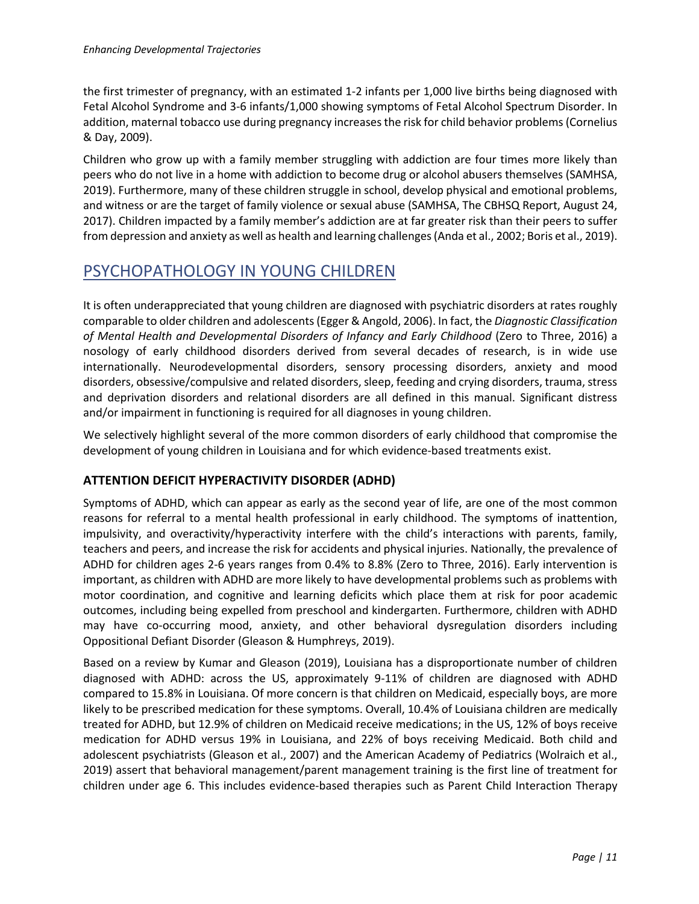the first trimester of pregnancy, with an estimated 1-2 infants per 1,000 live births being diagnosed with Fetal Alcohol Syndrome and 3-6 infants/1,000 showing symptoms of Fetal Alcohol Spectrum Disorder. In addition, maternal tobacco use during pregnancy increases the risk for child behavior problems (Cornelius & Day, 2009).

Children who grow up with a family member struggling with addiction are four times more likely than peers who do not live in a home with addiction to become drug or alcohol abusers themselves (SAMHSA, 2019). Furthermore, many of these children struggle in school, develop physical and emotional problems, and witness or are the target of family violence or sexual abuse (SAMHSA, The CBHSQ Report, August 24, 2017). Children impacted by a family member's addiction are at far greater risk than their peers to suffer from depression and anxiety as well as health and learning challenges (Anda et al., 2002; Boris et al., 2019).

## PSYCHOPATHOLOGY IN YOUNG CHILDREN

It is often underappreciated that young children are diagnosed with psychiatric disorders at rates roughly comparable to older children and adolescents (Egger & Angold, 2006). In fact, the *Diagnostic Classification of Mental Health and Developmental Disorders of Infancy and Early Childhood* (Zero to Three, 2016) a nosology of early childhood disorders derived from several decades of research, is in wide use internationally. Neurodevelopmental disorders, sensory processing disorders, anxiety and mood disorders, obsessive/compulsive and related disorders, sleep, feeding and crying disorders, trauma, stress and deprivation disorders and relational disorders are all defined in this manual. Significant distress and/or impairment in functioning is required for all diagnoses in young children.

We selectively highlight several of the more common disorders of early childhood that compromise the development of young children in Louisiana and for which evidence-based treatments exist.

### ATTENTION DEFICIT HYPERACTIVITY DISORDER (ADHD)

Symptoms of ADHD, which can appear as early as the second year of life, are one of the most common reasons for referral to a mental health professional in early childhood. The symptoms of inattention, impulsivity, and overactivity/hyperactivity interfere with the child's interactions with parents, family, teachers and peers, and increase the risk for accidents and physical injuries. Nationally, the prevalence of ADHD for children ages 2-6 years ranges from 0.4% to 8.8% (Zero to Three, 2016). Early intervention is important, as children with ADHD are more likely to have developmental problems such as problems with motor coordination, and cognitive and learning deficits which place them at risk for poor academic outcomes, including being expelled from preschool and kindergarten. Furthermore, children with ADHD may have co-occurring mood, anxiety, and other behavioral dysregulation disorders including Oppositional Defiant Disorder (Gleason & Humphreys, 2019).

Based on a review by Kumar and Gleason (2019), Louisiana has a disproportionate number of children diagnosed with ADHD: across the US, approximately 9-11% of children are diagnosed with ADHD compared to 15.8% in Louisiana. Of more concern is that children on Medicaid, especially boys, are more likely to be prescribed medication for these symptoms. Overall, 10.4% of Louisiana children are medically treated for ADHD, but 12.9% of children on Medicaid receive medications; in the US, 12% of boys receive medication for ADHD versus 19% in Louisiana, and 22% of boys receiving Medicaid. Both child and adolescent psychiatrists (Gleason et al., 2007) and the American Academy of Pediatrics (Wolraich et al., 2019) assert that behavioral management/parent management training is the first line of treatment for children under age 6. This includes evidence-based therapies such as Parent Child Interaction Therapy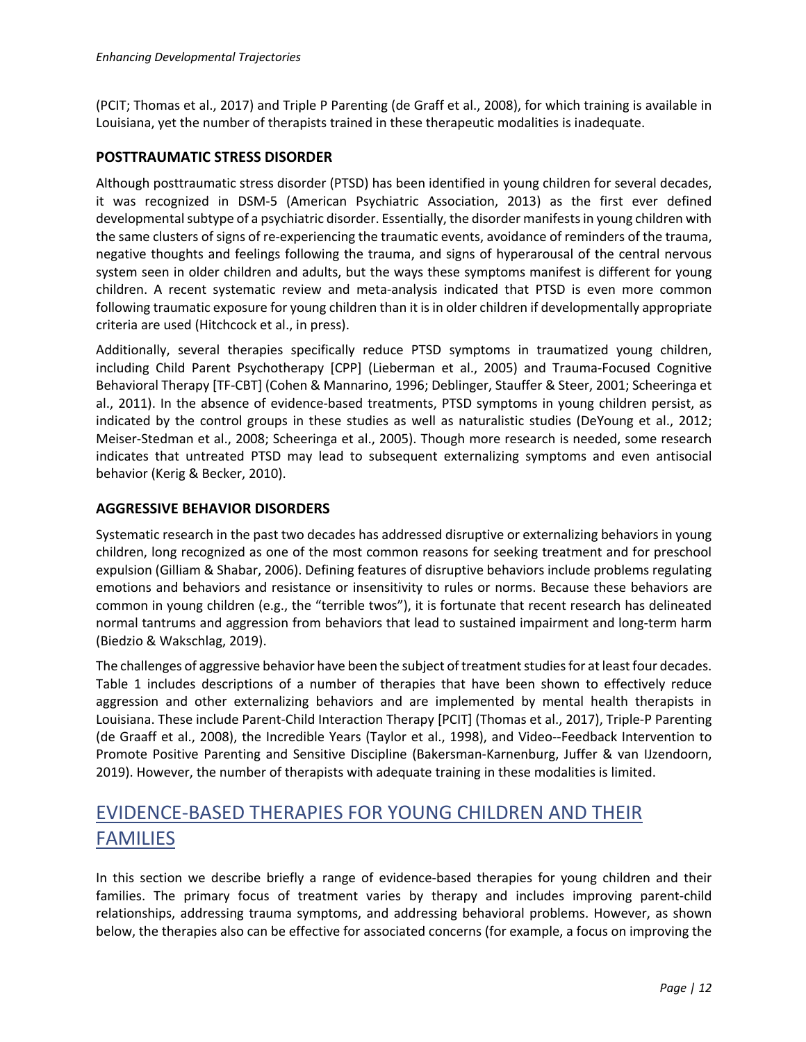(PCIT; Thomas et al., 2017) and Triple P Parenting (de Graff et al., 2008), for which training is available in Louisiana, yet the number of therapists trained in these therapeutic modalities is inadequate.

### POSTTRAUMATIC STRESS DISORDER

Although posttraumatic stress disorder (PTSD) has been identified in young children for several decades, it was recognized in DSM-5 (American Psychiatric Association, 2013) as the first ever defined developmental subtype of a psychiatric disorder. Essentially, the disorder manifests in young children with the same clusters of signs of re-experiencing the traumatic events, avoidance of reminders of the trauma, negative thoughts and feelings following the trauma, and signs of hyperarousal of the central nervous system seen in older children and adults, but the ways these symptoms manifest is different for young children. A recent systematic review and meta-analysis indicated that PTSD is even more common following traumatic exposure for young children than it is in older children if developmentally appropriate criteria are used (Hitchcock et al., in press).

Additionally, several therapies specifically reduce PTSD symptoms in traumatized young children, including Child Parent Psychotherapy [CPP] (Lieberman et al., 2005) and Trauma-Focused Cognitive Behavioral Therapy [TF-CBT] (Cohen & Mannarino, 1996; Deblinger, Stauffer & Steer, 2001; Scheeringa et al., 2011). In the absence of evidence-based treatments, PTSD symptoms in young children persist, as indicated by the control groups in these studies as well as naturalistic studies (DeYoung et al., 2012; Meiser-Stedman et al., 2008; Scheeringa et al., 2005). Though more research is needed, some research indicates that untreated PTSD may lead to subsequent externalizing symptoms and even antisocial behavior (Kerig & Becker, 2010).

### AGGRESSIVE BEHAVIOR DISORDERS

Systematic research in the past two decades has addressed disruptive or externalizing behaviors in young children, long recognized as one of the most common reasons for seeking treatment and for preschool expulsion (Gilliam & Shabar, 2006). Defining features of disruptive behaviors include problems regulating emotions and behaviors and resistance or insensitivity to rules or norms. Because these behaviors are common in young children (e.g., the "terrible twos"), it is fortunate that recent research has delineated normal tantrums and aggression from behaviors that lead to sustained impairment and long-term harm (Biedzio & Wakschlag, 2019).

The challenges of aggressive behavior have been the subject of treatment studies for at least four decades. Table 1 includes descriptions of a number of therapies that have been shown to effectively reduce aggression and other externalizing behaviors and are implemented by mental health therapists in Louisiana. These include Parent-Child Interaction Therapy [PCIT] (Thomas et al., 2017), Triple-P Parenting (de Graaff et al., 2008), the Incredible Years (Taylor et al., 1998), and Video--Feedback Intervention to Promote Positive Parenting and Sensitive Discipline (Bakersman-Karnenburg, Juffer & van IJzendoorn, 2019). However, the number of therapists with adequate training in these modalities is limited.

## EVIDENCE-BASED THERAPIES FOR YOUNG CHILDREN AND THEIR FAMILIES

In this section we describe briefly a range of evidence-based therapies for young children and their families. The primary focus of treatment varies by therapy and includes improving parent-child relationships, addressing trauma symptoms, and addressing behavioral problems. However, as shown below, the therapies also can be effective for associated concerns (for example, a focus on improving the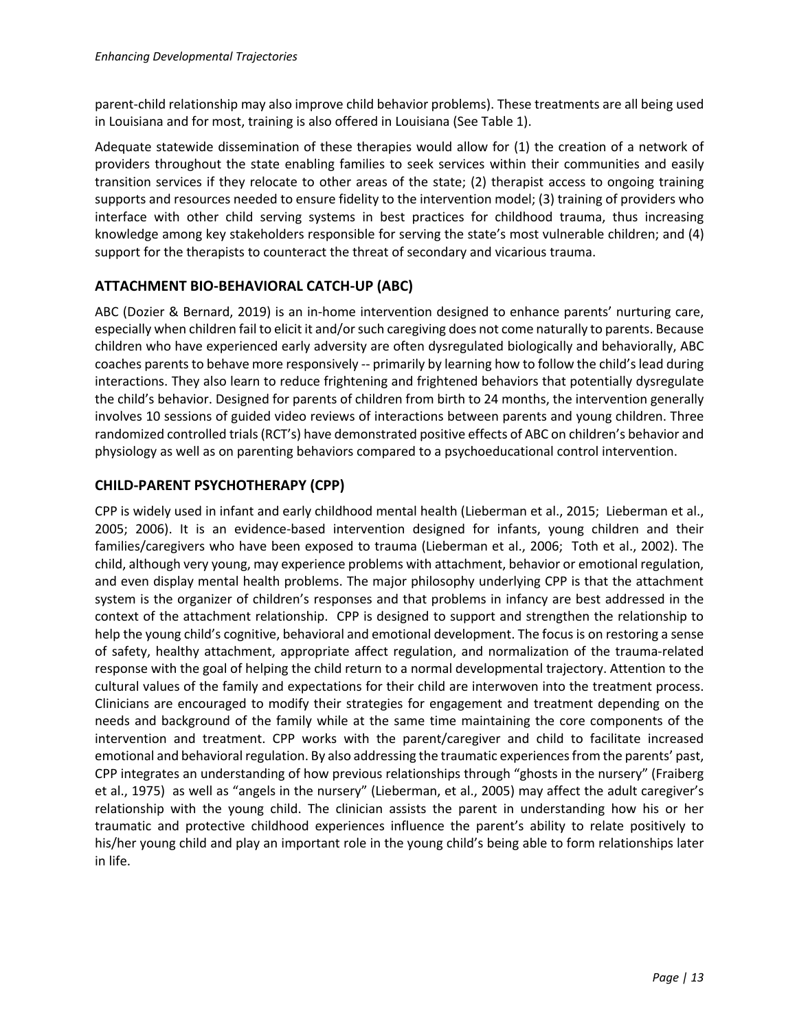parent-child relationship may also improve child behavior problems). These treatments are all being used in Louisiana and for most, training is also offered in Louisiana (See Table 1).

Adequate statewide dissemination of these therapies would allow for (1) the creation of a network of providers throughout the state enabling families to seek services within their communities and easily transition services if they relocate to other areas of the state; (2) therapist access to ongoing training supports and resources needed to ensure fidelity to the intervention model; (3) training of providers who interface with other child serving systems in best practices for childhood trauma, thus increasing knowledge among key stakeholders responsible for serving the state's most vulnerable children; and (4) support for the therapists to counteract the threat of secondary and vicarious trauma.

## ATTACHMENT BIO-BEHAVIORAL CATCH-UP (ABC)

ABC (Dozier & Bernard, 2019) is an in-home intervention designed to enhance parents' nurturing care, especially when children fail to elicit it and/or such caregiving does not come naturally to parents. Because children who have experienced early adversity are often dysregulated biologically and behaviorally, ABC coaches parents to behave more responsively -- primarily by learning how to follow the child's lead during interactions. They also learn to reduce frightening and frightened behaviors that potentially dysregulate the child's behavior. Designed for parents of children from birth to 24 months, the intervention generally involves 10 sessions of guided video reviews of interactions between parents and young children. Three randomized controlled trials (RCT's) have demonstrated positive effects of ABC on children's behavior and physiology as well as on parenting behaviors compared to a psychoeducational control intervention.

## CHILD-PARENT PSYCHOTHERAPY (CPP)

CPP is widely used in infant and early childhood mental health (Lieberman et al., 2015; Lieberman et al., 2005; 2006). It is an evidence-based intervention designed for infants, young children and their families/caregivers who have been exposed to trauma (Lieberman et al., 2006; Toth et al., 2002). The child, although very young, may experience problems with attachment, behavior or emotional regulation, and even display mental health problems. The major philosophy underlying CPP is that the attachment system is the organizer of children's responses and that problems in infancy are best addressed in the context of the attachment relationship. CPP is designed to support and strengthen the relationship to help the young child's cognitive, behavioral and emotional development. The focus is on restoring a sense of safety, healthy attachment, appropriate affect regulation, and normalization of the trauma-related response with the goal of helping the child return to a normal developmental trajectory. Attention to the cultural values of the family and expectations for their child are interwoven into the treatment process. Clinicians are encouraged to modify their strategies for engagement and treatment depending on the needs and background of the family while at the same time maintaining the core components of the intervention and treatment. CPP works with the parent/caregiver and child to facilitate increased emotional and behavioral regulation. By also addressing the traumatic experiences from the parents' past, CPP integrates an understanding of how previous relationships through "ghosts in the nursery" (Fraiberg et al., 1975) as well as "angels in the nursery" (Lieberman, et al., 2005) may affect the adult caregiver's relationship with the young child. The clinician assists the parent in understanding how his or her traumatic and protective childhood experiences influence the parent's ability to relate positively to his/her young child and play an important role in the young child's being able to form relationships later in life.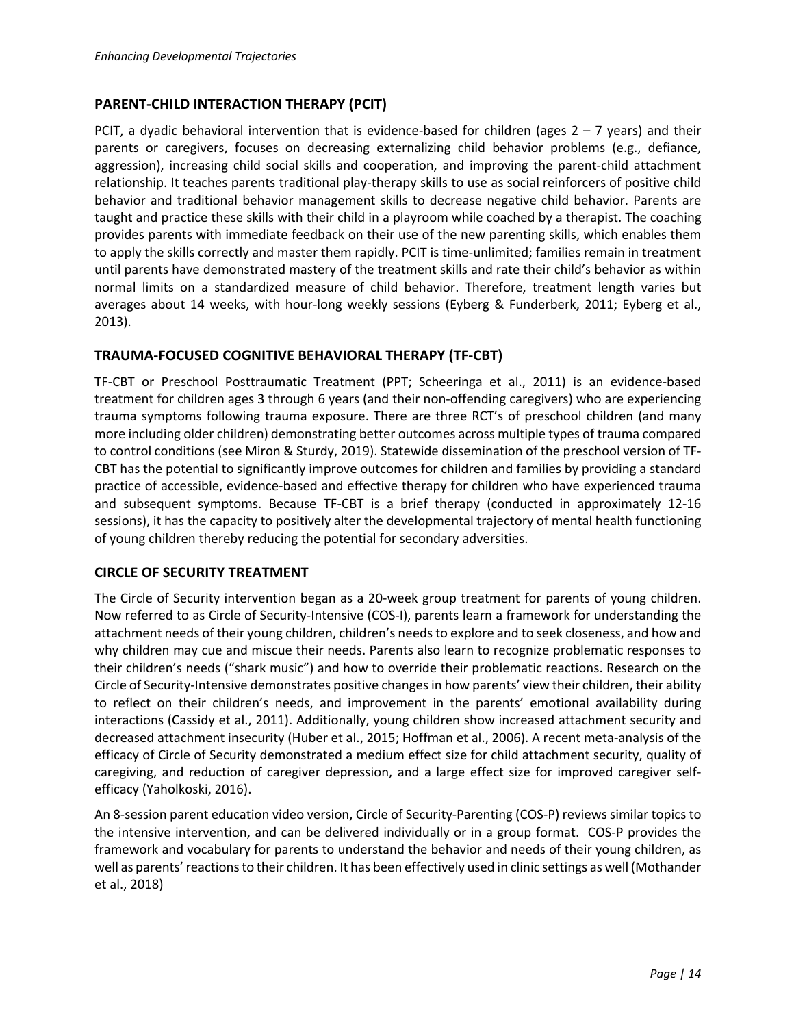## PARENT-CHILD INTERACTION THERAPY (PCIT)

PCIT, a dyadic behavioral intervention that is evidence-based for children (ages 2 – 7 years) and their parents or caregivers, focuses on decreasing externalizing child behavior problems (e.g., defiance, aggression), increasing child social skills and cooperation, and improving the parent-child attachment relationship. It teaches parents traditional play-therapy skills to use as social reinforcers of positive child behavior and traditional behavior management skills to decrease negative child behavior. Parents are taught and practice these skills with their child in a playroom while coached by a therapist. The coaching provides parents with immediate feedback on their use of the new parenting skills, which enables them to apply the skills correctly and master them rapidly. PCIT is time-unlimited; families remain in treatment until parents have demonstrated mastery of the treatment skills and rate their child's behavior as within normal limits on a standardized measure of child behavior. Therefore, treatment length varies but averages about 14 weeks, with hour-long weekly sessions (Eyberg & Funderberk, 2011; Eyberg et al., 2013).

## TRAUMA-FOCUSED COGNITIVE BEHAVIORAL THERAPY (TF-CBT)

TF-CBT or Preschool Posttraumatic Treatment (PPT; Scheeringa et al., 2011) is an evidence-based treatment for children ages 3 through 6 years (and their non-offending caregivers) who are experiencing trauma symptoms following trauma exposure. There are three RCT's of preschool children (and many more including older children) demonstrating better outcomes across multiple types of trauma compared to control conditions (see Miron & Sturdy, 2019). Statewide dissemination of the preschool version of TF-CBT has the potential to significantly improve outcomes for children and families by providing a standard practice of accessible, evidence-based and effective therapy for children who have experienced trauma and subsequent symptoms. Because TF-CBT is a brief therapy (conducted in approximately 12-16 sessions), it has the capacity to positively alter the developmental trajectory of mental health functioning of young children thereby reducing the potential for secondary adversities.

## CIRCLE OF SECURITY TREATMENT

The Circle of Security intervention began as a 20-week group treatment for parents of young children. Now referred to as Circle of Security-Intensive (COS-I), parents learn a framework for understanding the attachment needs of their young children, children's needs to explore and to seek closeness, and how and why children may cue and miscue their needs. Parents also learn to recognize problematic responses to their children's needs ("shark music") and how to override their problematic reactions. Research on the Circle of Security-Intensive demonstrates positive changes in how parents' view their children, their ability to reflect on their children's needs, and improvement in the parents' emotional availability during interactions (Cassidy et al., 2011). Additionally, young children show increased attachment security and decreased attachment insecurity (Huber et al., 2015; Hoffman et al., 2006). A recent meta-analysis of the efficacy of Circle of Security demonstrated a medium effect size for child attachment security, quality of caregiving, and reduction of caregiver depression, and a large effect size for improved caregiver self-efficacy (Yaholkoski, 2016).

An 8-session parent education video version, Circle of Security-Parenting (COS-P) reviews similar topics to the intensive intervention, and can be delivered individually or in a group format. COS-P provides the framework and vocabulary for parents to understand the behavior and needs of their young children, as well as parents' reactions to their children. It has been effectively used in clinic settings as well (Mothander et al., 2018)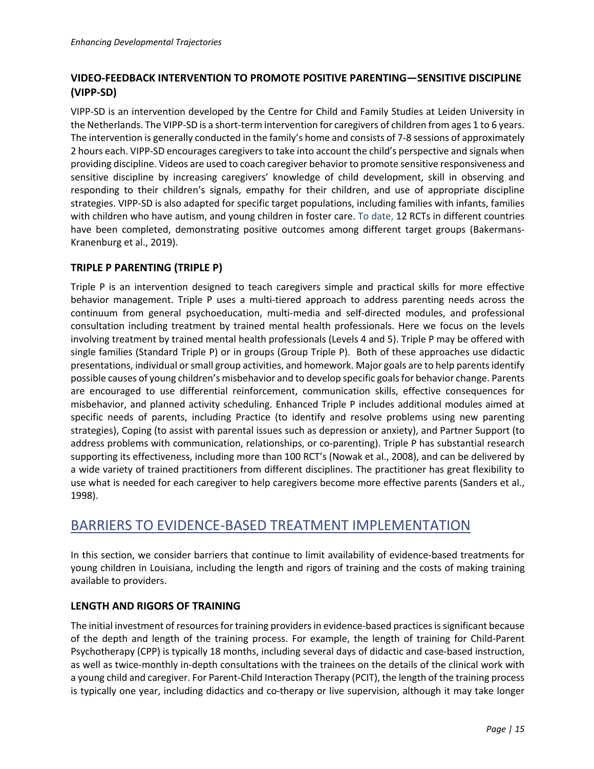### VIDEO-FEEDBACK INTERVENTION TO PROMOTE POSITIVE PARENTING—SENSITIVE DISCIPLINE (VIPP-SD)

VIPP-SD is an intervention developed by the Centre for Child and Family Studies at Leiden University in the Netherlands. The VIPP-SD is a short-term intervention for caregivers of children from ages 1 to 6 years. The intervention is generally conducted in the family's home and consists of 7-8 sessions of approximately 2 hours each. VIPP-SD encourages caregivers to take into account the child's perspective and signals when providing discipline. Videos are used to coach caregiver behavior to promote sensitive responsiveness and sensitive discipline by increasing caregivers' knowledge of child development, skill in observing and responding to their children's signals, empathy for their children, and use of appropriate discipline strategies. VIPP-SD is also adapted for specific target populations, including families with infants, families with children who have autism, and young children in foster care. To date, 12 RCTs in different countries have been completed, demonstrating positive outcomes among different target groups (Bakermans-Kranenburg et al., 2019).

### TRIPLE P PARENTING (TRIPLE P)

Triple P is an intervention designed to teach caregivers simple and practical skills for more effective behavior management. Triple P uses a multi-tiered approach to address parenting needs across the continuum from general psychoeducation, multi-media and self-directed modules, and professional consultation including treatment by trained mental health professionals. Here we focus on the levels involving treatment by trained mental health professionals (Levels 4 and 5). Triple P may be offered with single families (Standard Triple P) or in groups (Group Triple P). Both of these approaches use didactic presentations, individual or small group activities, and homework. Major goals are to help parents identify possible causes of young children's misbehavior and to develop specific goals for behavior change. Parents are encouraged to use differential reinforcement, communication skills, effective consequences for misbehavior, and planned activity scheduling. Enhanced Triple P includes additional modules aimed at specific needs of parents, including Practice (to identify and resolve problems using new parenting strategies), Coping (to assist with parental issues such as depression or anxiety), and Partner Support (to address problems with communication, relationships, or co-parenting). Triple P has substantial research supporting its effectiveness, including more than 100 RCT's (Nowak et al., 2008), and can be delivered by a wide variety of trained practitioners from different disciplines. The practitioner has great flexibility to use what is needed for each caregiver to help caregivers become more effective parents (Sanders et al., 1998).

## BARRIERS TO EVIDENCE-BASED TREATMENT IMPLEMENTATION

In this section, we consider barriers that continue to limit availability of evidence-based treatments for young children in Louisiana, including the length and rigors of training and the costs of making training available to providers.

### LENGTH AND RIGORS OF TRAINING

The initial investment of resources for training providers in evidence-based practices is significant because of the depth and length of the training process. For example, the length of training for Child-Parent Psychotherapy (CPP) is typically 18 months, including several days of didactic and case-based instruction, as well as twice-monthly in-depth consultations with the trainees on the details of the clinical work with a young child and caregiver. For Parent-Child Interaction Therapy (PCIT), the length of the training process is typically one year, including didactics and co-therapy or live supervision, although it may take longer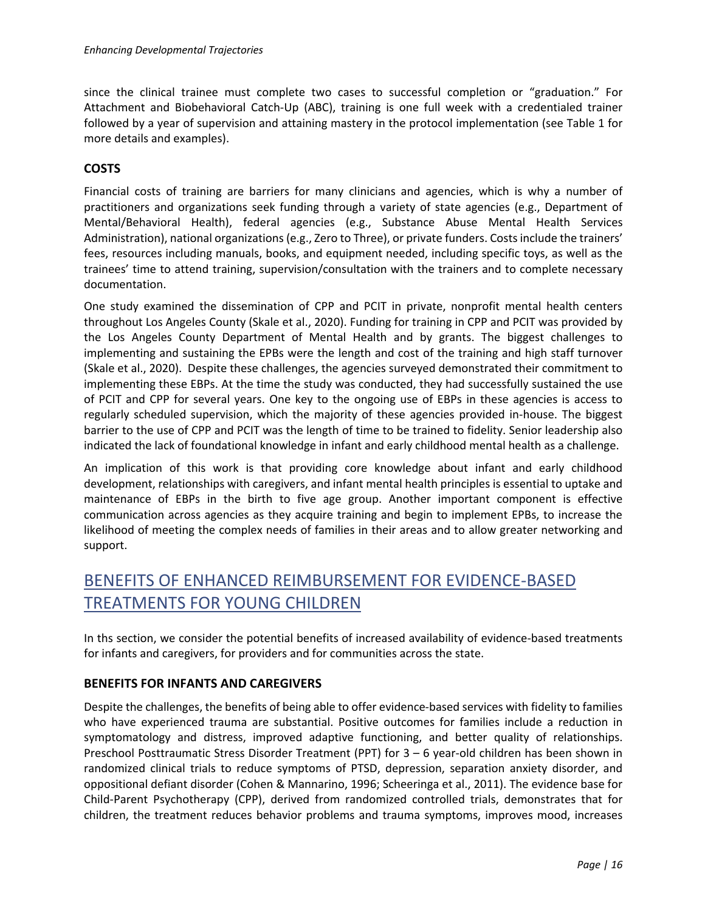since the clinical trainee must complete two cases to successful completion or "graduation." For Attachment and Biobehavioral Catch-Up (ABC), training is one full week with a credentialed trainer followed by a year of supervision and attaining mastery in the protocol implementation (see Table 1 for more details and examples).

### COSTS

Financial costs of training are barriers for many clinicians and agencies, which is why a number of practitioners and organizations seek funding through a variety of state agencies (e.g., Department of Mental/Behavioral Health), federal agencies (e.g., Substance Abuse Mental Health Services Administration), national organizations (e.g., Zero to Three), or private funders. Costs include the trainers' fees, resources including manuals, books, and equipment needed, including specific toys, as well as the trainees' time to attend training, supervision/consultation with the trainers and to complete necessary documentation.

One study examined the dissemination of CPP and PCIT in private, nonprofit mental health centers throughout Los Angeles County (Skale et al., 2020). Funding for training in CPP and PCIT was provided by the Los Angeles County Department of Mental Health and by grants. The biggest challenges to implementing and sustaining the EPBs were the length and cost of the training and high staff turnover (Skale et al., 2020). Despite these challenges, the agencies surveyed demonstrated their commitment to implementing these EBPs. At the time the study was conducted, they had successfully sustained the use of PCIT and CPP for several years. One key to the ongoing use of EBPs in these agencies is access to regularly scheduled supervision, which the majority of these agencies provided in-house. The biggest barrier to the use of CPP and PCIT was the length of time to be trained to fidelity. Senior leadership also indicated the lack of foundational knowledge in infant and early childhood mental health as a challenge.

An implication of this work is that providing core knowledge about infant and early childhood development, relationships with caregivers, and infant mental health principles is essential to uptake and maintenance of EBPs in the birth to five age group. Another important component is effective communication across agencies as they acquire training and begin to implement EPBs, to increase the likelihood of meeting the complex needs of families in their areas and to allow greater networking and support.

## BENEFITS OF ENHANCED REIMBURSEMENT FOR EVIDENCE-BASED TREATMENTS FOR YOUNG CHILDREN

In ths section, we consider the potential benefits of increased availability of evidence-based treatments for infants and caregivers, for providers and for communities across the state.

### BENEFITS FOR INFANTS AND CAREGIVERS

Despite the challenges, the benefits of being able to offer evidence-based services with fidelity to families who have experienced trauma are substantial. Positive outcomes for families include a reduction in symptomatology and distress, improved adaptive functioning, and better quality of relationships. Preschool Posttraumatic Stress Disorder Treatment (PPT) for 3 – 6 year-old children has been shown in randomized clinical trials to reduce symptoms of PTSD, depression, separation anxiety disorder, and oppositional defiant disorder (Cohen & Mannarino, 1996; Scheeringa et al., 2011). The evidence base for Child-Parent Psychotherapy (CPP), derived from randomized controlled trials, demonstrates that for children, the treatment reduces behavior problems and trauma symptoms, improves mood, increases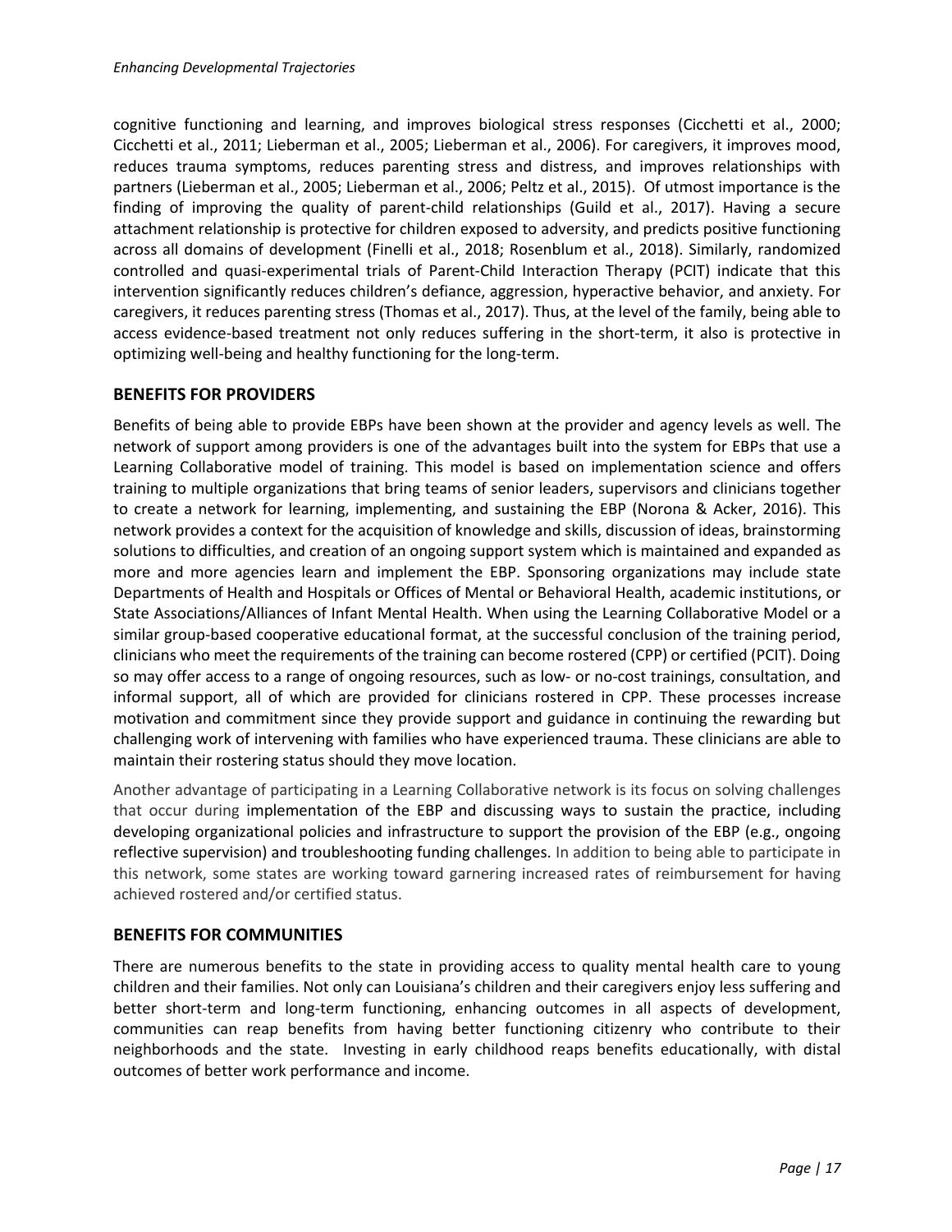cognitive functioning and learning, and improves biological stress responses (Cicchetti et al., 2000; Cicchetti et al., 2011; Lieberman et al., 2005; Lieberman et al., 2006). For caregivers, it improves mood, reduces trauma symptoms, reduces parenting stress and distress, and improves relationships with partners (Lieberman et al., 2005; Lieberman et al., 2006; Peltz et al., 2015). Of utmost importance is the finding of improving the quality of parent-child relationships (Guild et al., 2017). Having a secure attachment relationship is protective for children exposed to adversity, and predicts positive functioning across all domains of development (Finelli et al., 2018; Rosenblum et al., 2018). Similarly, randomized controlled and quasi-experimental trials of Parent-Child Interaction Therapy (PCIT) indicate that this intervention significantly reduces children's defiance, aggression, hyperactive behavior, and anxiety. For caregivers, it reduces parenting stress (Thomas et al., 2017). Thus, at the level of the family, being able to access evidence-based treatment not only reduces suffering in the short-term, it also is protective in optimizing well-being and healthy functioning for the long-term.

## BENEFITS FOR PROVIDERS

Benefits of being able to provide EBPs have been shown at the provider and agency levels as well. The network of support among providers is one of the advantages built into the system for EBPs that use a Learning Collaborative model of training. This model is based on implementation science and offers training to multiple organizations that bring teams of senior leaders, supervisors and clinicians together to create a network for learning, implementing, and sustaining the EBP (Norona & Acker, 2016). This network provides a context for the acquisition of knowledge and skills, discussion of ideas, brainstorming solutions to difficulties, and creation of an ongoing support system which is maintained and expanded as more and more agencies learn and implement the EBP. Sponsoring organizations may include state Departments of Health and Hospitals or Offices of Mental or Behavioral Health, academic institutions, or State Associations/Alliances of Infant Mental Health. When using the Learning Collaborative Model or a similar group-based cooperative educational format, at the successful conclusion of the training period, clinicians who meet the requirements of the training can become rostered (CPP) or certified (PCIT). Doing so may offer access to a range of ongoing resources, such as low- or no-cost trainings, consultation, and informal support, all of which are provided for clinicians rostered in CPP. These processes increase motivation and commitment since they provide support and guidance in continuing the rewarding but challenging work of intervening with families who have experienced trauma. These clinicians are able to maintain their rostering status should they move location.

Another advantage of participating in a Learning Collaborative network is its focus on solving challenges that occur during implementation of the EBP and discussing ways to sustain the practice, including developing organizational policies and infrastructure to support the provision of the EBP (e.g., ongoing reflective supervision) and troubleshooting funding challenges. In addition to being able to participate in this network, some states are working toward garnering increased rates of reimbursement for having achieved rostered and/or certified status.

## BENEFITS FOR COMMUNITIES

There are numerous benefits to the state in providing access to quality mental health care to young children and their families. Not only can Louisiana's children and their caregivers enjoy less suffering and better short-term and long-term functioning, enhancing outcomes in all aspects of development, communities can reap benefits from having better functioning citizenry who contribute to their neighborhoods and the state. Investing in early childhood reaps benefits educationally, with distal outcomes of better work performance and income.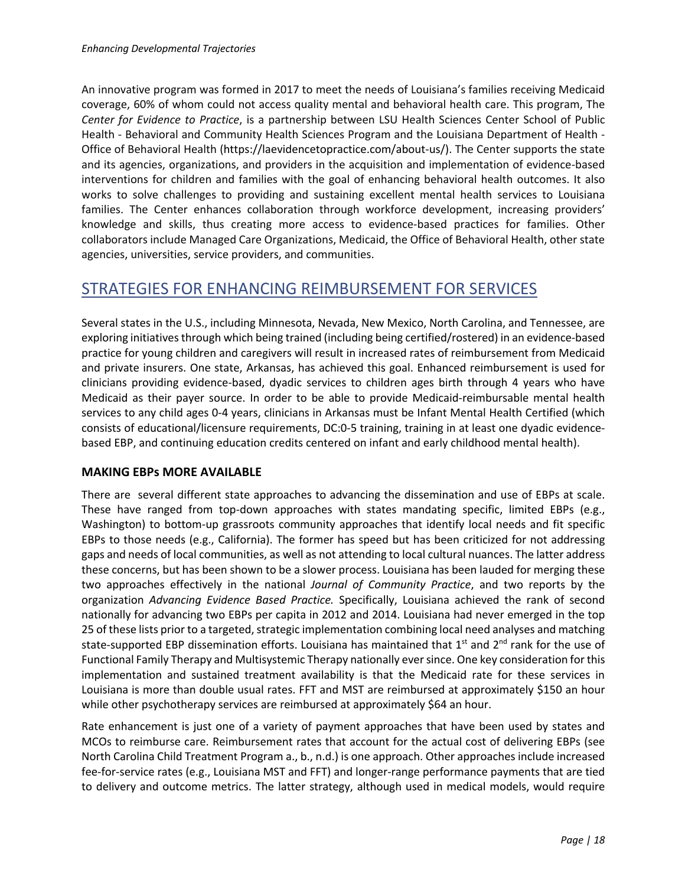An innovative program was formed in 2017 to meet the needs of Louisiana's families receiving Medicaid coverage, 60% of whom could not access quality mental and behavioral health care. This program, The *Center for Evidence to Practice*, is a partnership between LSU Health Sciences Center School of Public Health - Behavioral and Community Health Sciences Program and the Louisiana Department of Health - Office of Behavioral Health (https://laevidencetopractice.com/about-us/). The Center supports the state and its agencies, organizations, and providers in the acquisition and implementation of evidence-based interventions for children and families with the goal of enhancing behavioral health outcomes. It also works to solve challenges to providing and sustaining excellent mental health services to Louisiana families. The Center enhances collaboration through workforce development, increasing providers' knowledge and skills, thus creating more access to evidence-based practices for families. Other collaborators include Managed Care Organizations, Medicaid, the Office of Behavioral Health, other state agencies, universities, service providers, and communities.

## STRATEGIES FOR ENHANCING REIMBURSEMENT FOR SERVICES

Several states in the U.S., including Minnesota, Nevada, New Mexico, North Carolina, and Tennessee, are exploring initiatives through which being trained (including being certified/rostered) in an evidence-based practice for young children and caregivers will result in increased rates of reimbursement from Medicaid and private insurers. One state, Arkansas, has achieved this goal. Enhanced reimbursement is used for clinicians providing evidence-based, dyadic services to children ages birth through 4 years who have Medicaid as their payer source. In order to be able to provide Medicaid-reimbursable mental health services to any child ages 0-4 years, clinicians in Arkansas must be Infant Mental Health Certified (which consists of educational/licensure requirements, DC:0-5 training, training in at least one dyadic evidence-based EBP, and continuing education credits centered on infant and early childhood mental health).

### MAKING EBPs MORE AVAILABLE

There are several different state approaches to advancing the dissemination and use of EBPs at scale. These have ranged from top-down approaches with states mandating specific, limited EBPs (e.g., Washington) to bottom-up grassroots community approaches that identify local needs and fit specific EBPs to those needs (e.g., California). The former has speed but has been criticized for not addressing gaps and needs of local communities, as well as not attending to local cultural nuances. The latter address these concerns, but has been shown to be a slower process. Louisiana has been lauded for merging these two approaches effectively in the national *Journal of Community Practice*, and two reports by the organization *Advancing Evidence Based Practice.* Specifically, Louisiana achieved the rank of second nationally for advancing two EBPs per capita in 2012 and 2014. Louisiana had never emerged in the top 25 of these lists prior to a targeted, strategic implementation combining local need analyses and matching state-supported EBP dissemination efforts. Louisiana has maintained that 1st and 2nd rank for the use of Functional Family Therapy and Multisystemic Therapy nationally ever since. One key consideration for this implementation and sustained treatment availability is that the Medicaid rate for these services in Louisiana is more than double usual rates. FFT and MST are reimbursed at approximately \$150 an hour while other psychotherapy services are reimbursed at approximately \$64 an hour.

Rate enhancement is just one of a variety of payment approaches that have been used by states and MCOs to reimburse care. Reimbursement rates that account for the actual cost of delivering EBPs (see North Carolina Child Treatment Program a., b., n.d.) is one approach. Other approaches include increased fee-for-service rates (e.g., Louisiana MST and FFT) and longer-range performance payments that are tied to delivery and outcome metrics. The latter strategy, although used in medical models, would require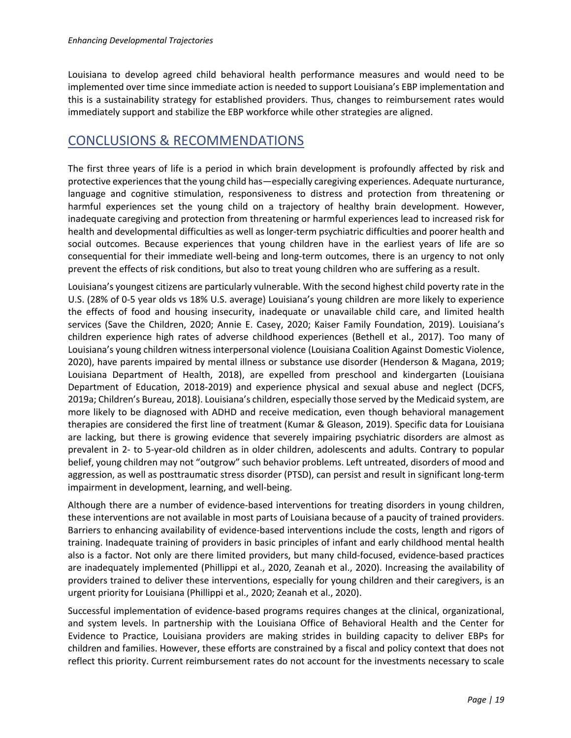Louisiana to develop agreed child behavioral health performance measures and would need to be implemented over time since immediate action is needed to support Louisiana's EBP implementation and this is a sustainability strategy for established providers. Thus, changes to reimbursement rates would immediately support and stabilize the EBP workforce while other strategies are aligned.

## CONCLUSIONS & RECOMMENDATIONS

The first three years of life is a period in which brain development is profoundly affected by risk and protective experiences that the young child has—especially caregiving experiences. Adequate nurturance, language and cognitive stimulation, responsiveness to distress and protection from threatening or harmful experiences set the young child on a trajectory of healthy brain development. However, inadequate caregiving and protection from threatening or harmful experiences lead to increased risk for health and developmental difficulties as well as longer-term psychiatric difficulties and poorer health and social outcomes. Because experiences that young children have in the earliest years of life are so consequential for their immediate well-being and long-term outcomes, there is an urgency to not only prevent the effects of risk conditions, but also to treat young children who are suffering as a result.

Louisiana's youngest citizens are particularly vulnerable. With the second highest child poverty rate in the U.S. (28% of 0-5 year olds vs 18% U.S. average) Louisiana's young children are more likely to experience the effects of food and housing insecurity, inadequate or unavailable child care, and limited health services (Save the Children, 2020; Annie E. Casey, 2020; Kaiser Family Foundation, 2019). Louisiana's children experience high rates of adverse childhood experiences (Bethell et al., 2017). Too many of Louisiana's young children witness interpersonal violence (Louisiana Coalition Against Domestic Violence, 2020), have parents impaired by mental illness or substance use disorder (Henderson & Magana, 2019; Louisiana Department of Health, 2018), are expelled from preschool and kindergarten (Louisiana Department of Education, 2018-2019) and experience physical and sexual abuse and neglect (DCFS, 2019a; Children's Bureau, 2018). Louisiana's children, especially those served by the Medicaid system, are more likely to be diagnosed with ADHD and receive medication, even though behavioral management therapies are considered the first line of treatment (Kumar & Gleason, 2019). Specific data for Louisiana are lacking, but there is growing evidence that severely impairing psychiatric disorders are almost as prevalent in 2- to 5-year-old children as in older children, adolescents and adults. Contrary to popular belief, young children may not "outgrow" such behavior problems. Left untreated, disorders of mood and aggression, as well as posttraumatic stress disorder (PTSD), can persist and result in significant long-term impairment in development, learning, and well-being.

Although there are a number of evidence-based interventions for treating disorders in young children, these interventions are not available in most parts of Louisiana because of a paucity of trained providers. Barriers to enhancing availability of evidence-based interventions include the costs, length and rigors of training. Inadequate training of providers in basic principles of infant and early childhood mental health also is a factor. Not only are there limited providers, but many child-focused, evidence-based practices are inadequately implemented (Phillippi et al., 2020, Zeanah et al., 2020). Increasing the availability of providers trained to deliver these interventions, especially for young children and their caregivers, is an urgent priority for Louisiana (Phillippi et al., 2020; Zeanah et al., 2020).

Successful implementation of evidence-based programs requires changes at the clinical, organizational, and system levels. In partnership with the Louisiana Office of Behavioral Health and the Center for Evidence to Practice, Louisiana providers are making strides in building capacity to deliver EBPs for children and families. However, these efforts are constrained by a fiscal and policy context that does not reflect this priority. Current reimbursement rates do not account for the investments necessary to scale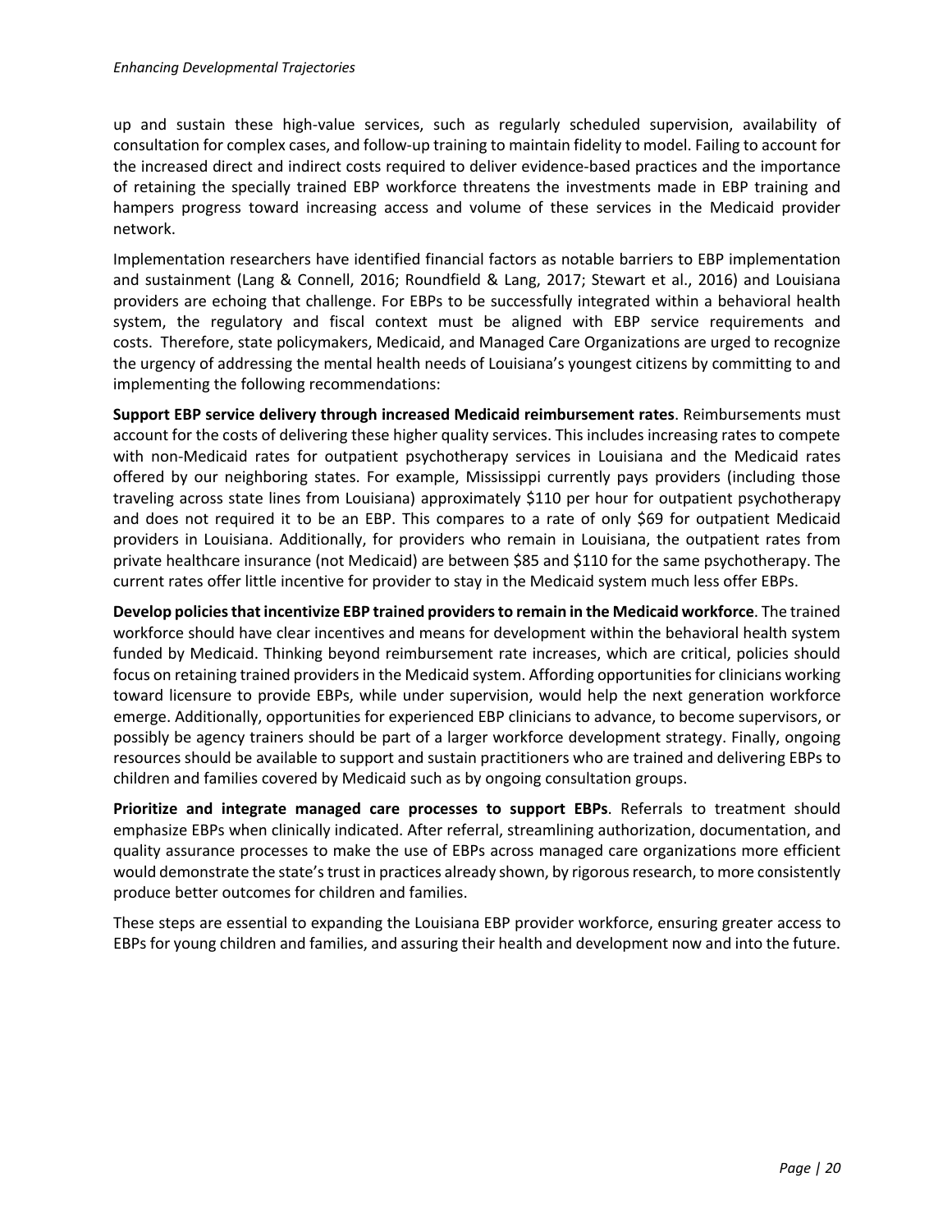up and sustain these high-value services, such as regularly scheduled supervision, availability of consultation for complex cases, and follow-up training to maintain fidelity to model. Failing to account for the increased direct and indirect costs required to deliver evidence-based practices and the importance of retaining the specially trained EBP workforce threatens the investments made in EBP training and hampers progress toward increasing access and volume of these services in the Medicaid provider network.

Implementation researchers have identified financial factors as notable barriers to EBP implementation and sustainment (Lang & Connell, 2016; Roundfield & Lang, 2017; Stewart et al., 2016) and Louisiana providers are echoing that challenge. For EBPs to be successfully integrated within a behavioral health system, the regulatory and fiscal context must be aligned with EBP service requirements and costs. Therefore, state policymakers, Medicaid, and Managed Care Organizations are urged to recognize the urgency of addressing the mental health needs of Louisiana's youngest citizens by committing to and implementing the following recommendations:

**Support EBP service delivery through increased Medicaid reimbursement rates**. Reimbursements must account for the costs of delivering these higher quality services. This includes increasing rates to compete with non-Medicaid rates for outpatient psychotherapy services in Louisiana and the Medicaid rates offered by our neighboring states. For example, Mississippi currently pays providers (including those traveling across state lines from Louisiana) approximately $110 per hour for outpatient psychotherapy and does not required it to be an EBP. This compares to a rate of only $69 for outpatient Medicaid providers in Louisiana. Additionally, for providers who remain in Louisiana, the outpatient rates from private healthcare insurance (not Medicaid) are between $85 and $110 for the same psychotherapy. The current rates offer little incentive for provider to stay in the Medicaid system much less offer EBPs.

**Develop policies that incentivize EBP trained providers to remain in the Medicaid workforce**. The trained workforce should have clear incentives and means for development within the behavioral health system funded by Medicaid. Thinking beyond reimbursement rate increases, which are critical, policies should focus on retaining trained providers in the Medicaid system. Affording opportunities for clinicians working toward licensure to provide EBPs, while under supervision, would help the next generation workforce emerge. Additionally, opportunities for experienced EBP clinicians to advance, to become supervisors, or possibly be agency trainers should be part of a larger workforce development strategy. Finally, ongoing resources should be available to support and sustain practitioners who are trained and delivering EBPs to children and families covered by Medicaid such as by ongoing consultation groups.

**Prioritize and integrate managed care processes to support EBPs**. Referrals to treatment should emphasize EBPs when clinically indicated. After referral, streamlining authorization, documentation, and quality assurance processes to make the use of EBPs across managed care organizations more efficient would demonstrate the state's trust in practices already shown, by rigorous research, to more consistently produce better outcomes for children and families.

These steps are essential to expanding the Louisiana EBP provider workforce, ensuring greater access to EBPs for young children and families, and assuring their health and development now and into the future.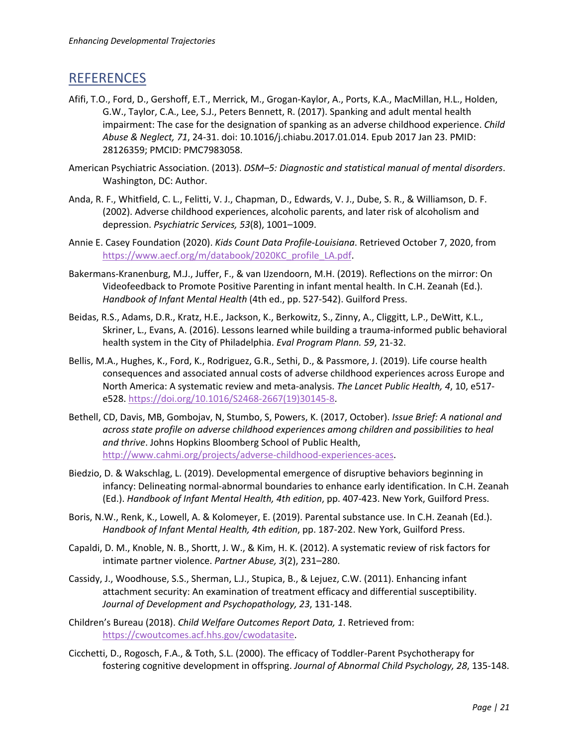## REFERENCES

Afifi, T.O., Ford, D., Gershoff, E.T., Merrick, M., Grogan-Kaylor, A., Ports, K.A., MacMillan, H.L., Holden, G.W., Taylor, C.A., Lee, S.J., Peters Bennett, R. (2017). Spanking and adult mental health impairment: The case for the designation of spanking as an adverse childhood experience. *Child Abuse & Neglect, 71*, 24-31. doi: 10.1016/j.chiabu.2017.01.014. Epub 2017 Jan 23. PMID: 28126359; PMCID: PMC7983058.

American Psychiatric Association. (2013). *DSM–5: Diagnostic and statistical manual of mental disorders*. Washington, DC: Author.

Anda, R. F., Whitfield, C. L., Felitti, V. J., Chapman, D., Edwards, V. J., Dube, S. R., & Williamson, D. F. (2002). Adverse childhood experiences, alcoholic parents, and later risk of alcoholism and depression. *Psychiatric Services, 53*(8), 1001–1009.

Annie E. Casey Foundation (2020). *Kids Count Data Profile-Louisiana*. Retrieved October 7, 2020, from https://www.aecf.org/m/databook/2020KC_profile_LA.pdf.

Bakermans-Kranenburg, M.J., Juffer, F., & van IJzendoorn, M.H. (2019). Reflections on the mirror: On Videofeedback to Promote Positive Parenting in infant mental health. In C.H. Zeanah (Ed.). *Handbook of Infant Mental Health* (4th ed., pp. 527-542). Guilford Press.

Beidas, R.S., Adams, D.R., Kratz, H.E., Jackson, K., Berkowitz, S., Zinny, A., Cliggitt, L.P., DeWitt, K.L., Skriner, L., Evans, A. (2016). Lessons learned while building a trauma-informed public behavioral health system in the City of Philadelphia. *Eval Program Plann. 59*, 21-32.

Bellis, M.A., Hughes, K., Ford, K., Rodriguez, G.R., Sethi, D., & Passmore, J. (2019). Life course health consequences and associated annual costs of adverse childhood experiences across Europe and North America: A systematic review and meta-analysis. *The Lancet Public Health, 4*, 10, e517-e528. https://doi.org/10.1016/S2468-2667(19)30145-8.

Bethell, CD, Davis, MB, Gombojav, N, Stumbo, S, Powers, K. (2017, October). *Issue Brief: A national and across state profile on adverse childhood experiences among children and possibilities to heal and thrive*. Johns Hopkins Bloomberg School of Public Health, http://www.cahmi.org/projects/adverse-childhood-experiences-aces.

Biedzio, D. & Wakschlag, L. (2019). Developmental emergence of disruptive behaviors beginning in infancy: Delineating normal-abnormal boundaries to enhance early identification. In C.H. Zeanah (Ed.). *Handbook of Infant Mental Health, 4th edition*, pp. 407-423. New York, Guilford Press.

Boris, N.W., Renk, K., Lowell, A. & Kolomeyer, E. (2019). Parental substance use. In C.H. Zeanah (Ed.). *Handbook of Infant Mental Health, 4th edition*, pp. 187-202. New York, Guilford Press.

Capaldi, D. M., Knoble, N. B., Shortt, J. W., & Kim, H. K. (2012). A systematic review of risk factors for intimate partner violence. *Partner Abuse, 3*(2), 231–280.

Cassidy, J., Woodhouse, S.S., Sherman, L.J., Stupica, B., & Lejuez, C.W. (2011). Enhancing infant attachment security: An examination of treatment efficacy and differential susceptibility. *Journal of Development and Psychopathology, 23*, 131-148.

Children's Bureau (2018). *Child Welfare Outcomes Report Data, 1*. Retrieved from: https://cwoutcomes.acf.hhs.gov/cwodatasite.

Cicchetti, D., Rogosch, F.A., & Toth, S.L. (2000). The efficacy of Toddler-Parent Psychotherapy for fostering cognitive development in offspring. *Journal of Abnormal Child Psychology, 28*, 135-148.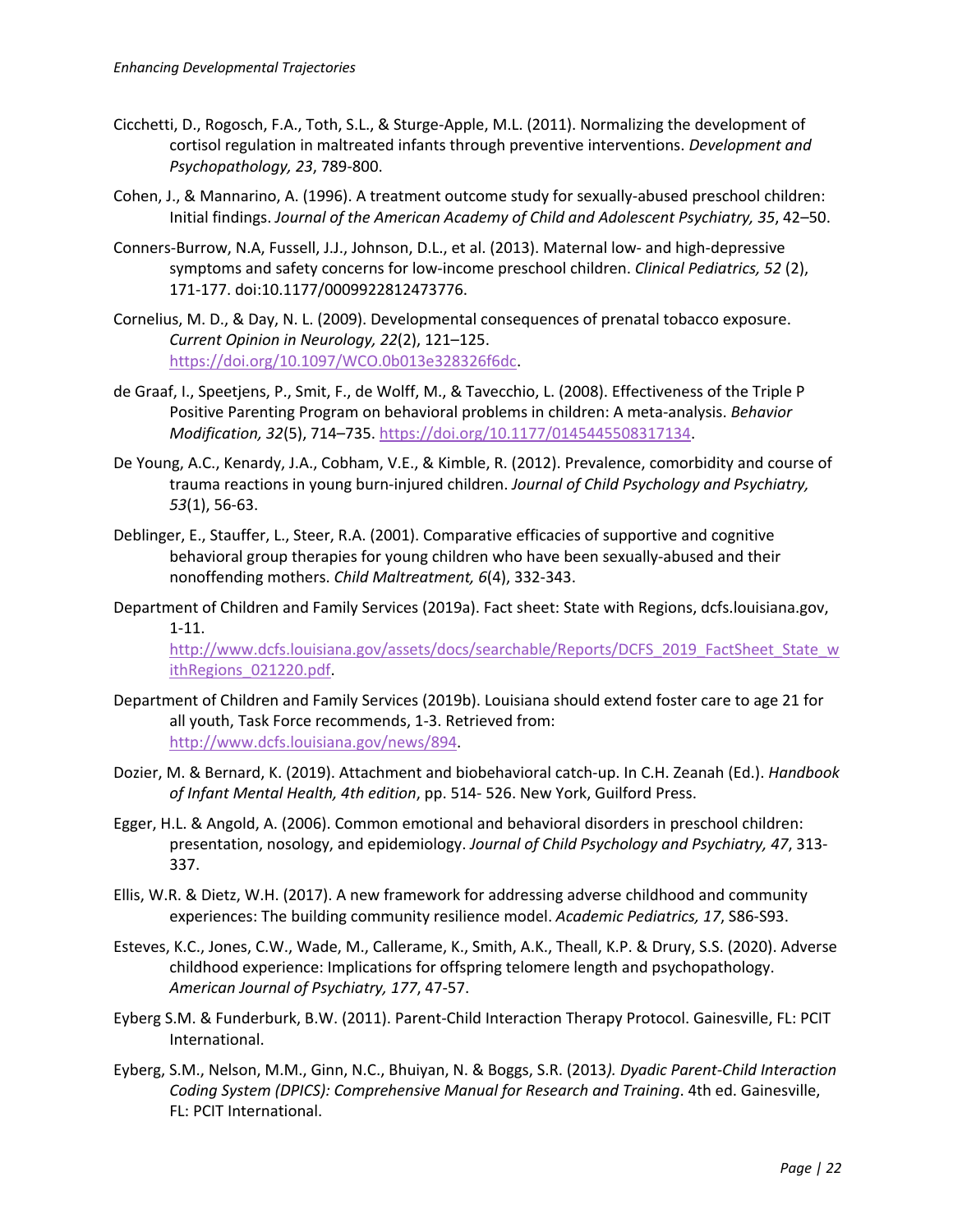Cicchetti, D., Rogosch, F.A., Toth, S.L., & Sturge-Apple, M.L. (2011). Normalizing the development of cortisol regulation in maltreated infants through preventive interventions. *Development and Psychopathology, 23*, 789-800.

Cohen, J., & Mannarino, A. (1996). A treatment outcome study for sexually-abused preschool children: Initial findings. *Journal of the American Academy of Child and Adolescent Psychiatry, 35*, 42–50.

Conners-Burrow, N.A, Fussell, J.J., Johnson, D.L., et al. (2013). Maternal low- and high-depressive symptoms and safety concerns for low-income preschool children. *Clinical Pediatrics, 52* (2), 171-177. doi:10.1177/0009922812473776.

Cornelius, M. D., & Day, N. L. (2009). Developmental consequences of prenatal tobacco exposure. *Current Opinion in Neurology, 22*(2), 121–125. https://doi.org/10.1097/WCO.0b013e328326f6dc.

de Graaf, I., Speetjens, P., Smit, F., de Wolff, M., & Tavecchio, L. (2008). Effectiveness of the Triple P Positive Parenting Program on behavioral problems in children: A meta-analysis. *Behavior Modification, 32*(5), 714–735. https://doi.org/10.1177/0145445508317134.

De Young, A.C., Kenardy, J.A., Cobham, V.E., & Kimble, R. (2012). Prevalence, comorbidity and course of trauma reactions in young burn-injured children. *Journal of Child Psychology and Psychiatry, 53*(1), 56-63.

Deblinger, E., Stauffer, L., Steer, R.A. (2001). Comparative efficacies of supportive and cognitive behavioral group therapies for young children who have been sexually-abused and their nonoffending mothers. *Child Maltreatment, 6*(4), 332-343.

Department of Children and Family Services (2019a). Fact sheet: State with Regions, dcfs.louisiana.gov, 1-11. http://www.dcfs.louisiana.gov/assets/docs/searchable/Reports/DCFS_2019_FactSheet_State_withRegions_021220.pdf.

Department of Children and Family Services (2019b). Louisiana should extend foster care to age 21 for all youth, Task Force recommends, 1-3. Retrieved from: http://www.dcfs.louisiana.gov/news/894.

Dozier, M. & Bernard, K. (2019). Attachment and biobehavioral catch-up. In C.H. Zeanah (Ed.). *Handbook of Infant Mental Health, 4th edition*, pp. 514- 526. New York, Guilford Press.

Egger, H.L. & Angold, A. (2006). Common emotional and behavioral disorders in preschool children: presentation, nosology, and epidemiology. *Journal of Child Psychology and Psychiatry, 47*, 313-337.

Ellis, W.R. & Dietz, W.H. (2017). A new framework for addressing adverse childhood and community experiences: The building community resilience model. *Academic Pediatrics, 17*, S86-S93.

Esteves, K.C., Jones, C.W., Wade, M., Callerame, K., Smith, A.K., Theall, K.P. & Drury, S.S. (2020). Adverse childhood experience: Implications for offspring telomere length and psychopathology. *American Journal of Psychiatry, 177*, 47-57.

Eyberg S.M. & Funderburk, B.W. (2011). Parent-Child Interaction Therapy Protocol. Gainesville, FL: PCIT International.

Eyberg, S.M., Nelson, M.M., Ginn, N.C., Bhuiyan, N. & Boggs, S.R. (2013*). Dyadic Parent-Child Interaction Coding System (DPICS): Comprehensive Manual for Research and Training*. 4th ed. Gainesville, FL: PCIT International.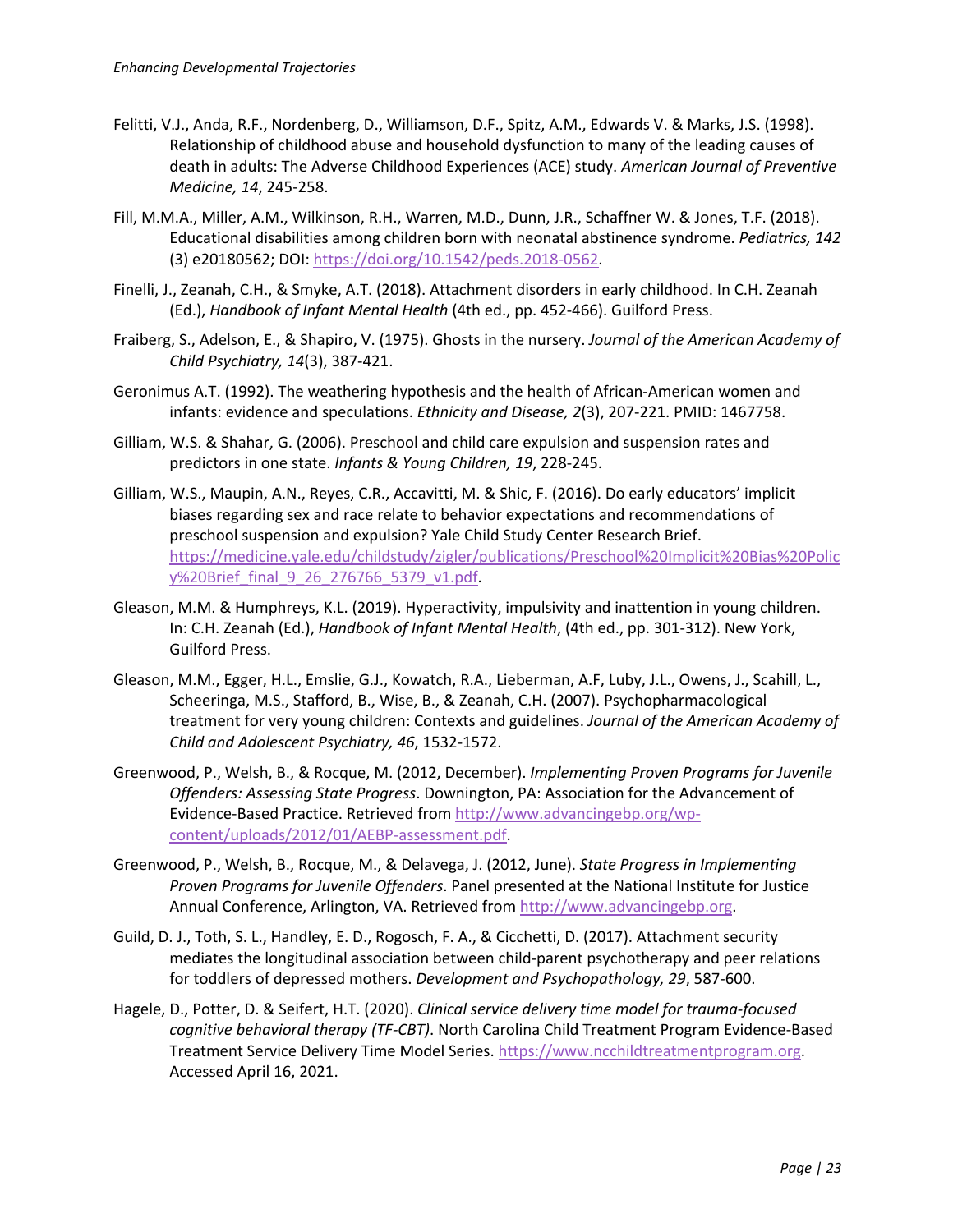Felitti, V.J., Anda, R.F., Nordenberg, D., Williamson, D.F., Spitz, A.M., Edwards V. & Marks, J.S. (1998). Relationship of childhood abuse and household dysfunction to many of the leading causes of death in adults: The Adverse Childhood Experiences (ACE) study. *American Journal of Preventive Medicine, 14*, 245-258.

Fill, M.M.A., Miller, A.M., Wilkinson, R.H., Warren, M.D., Dunn, J.R., Schaffner W. & Jones, T.F. (2018). Educational disabilities among children born with neonatal abstinence syndrome. *Pediatrics, 142* (3) e20180562; DOI: https://doi.org/10.1542/peds.2018-0562.

Finelli, J., Zeanah, C.H., & Smyke, A.T. (2018). Attachment disorders in early childhood. In C.H. Zeanah (Ed.), *Handbook of Infant Mental Health* (4th ed., pp. 452-466). Guilford Press.

Fraiberg, S., Adelson, E., & Shapiro, V. (1975). Ghosts in the nursery. *Journal of the American Academy of Child Psychiatry, 14*(3), 387-421.

Geronimus A.T. (1992). The weathering hypothesis and the health of African-American women and infants: evidence and speculations. *Ethnicity and Disease, 2*(3), 207-221. PMID: 1467758.

Gilliam, W.S. & Shahar, G. (2006). Preschool and child care expulsion and suspension rates and predictors in one state. *Infants & Young Children, 19*, 228-245.

Gilliam, W.S., Maupin, A.N., Reyes, C.R., Accavitti, M. & Shic, F. (2016). Do early educators' implicit biases regarding sex and race relate to behavior expectations and recommendations of preschool suspension and expulsion? Yale Child Study Center Research Brief. https://medicine.yale.edu/childstudy/zigler/publications/Preschool%20Implicit%20Bias%20Policy%20Brief_final_9_26_276766_5379_v1.pdf.

Gleason, M.M. & Humphreys, K.L. (2019). Hyperactivity, impulsivity and inattention in young children. In: C.H. Zeanah (Ed.), *Handbook of Infant Mental Health*, (4th ed., pp. 301-312). New York, Guilford Press.

Gleason, M.M., Egger, H.L., Emslie, G.J., Kowatch, R.A., Lieberman, A.F, Luby, J.L., Owens, J., Scahill, L., Scheeringa, M.S., Stafford, B., Wise, B., & Zeanah, C.H. (2007). Psychopharmacological treatment for very young children: Contexts and guidelines. *Journal of the American Academy of Child and Adolescent Psychiatry, 46*, 1532-1572.

Greenwood, P., Welsh, B., & Rocque, M. (2012, December). *Implementing Proven Programs for Juvenile Offenders: Assessing State Progress*. Downington, PA: Association for the Advancement of Evidence-Based Practice. Retrieved from http://www.advancingebp.org/wp-content/uploads/2012/01/AEBP-assessment.pdf.

Greenwood, P., Welsh, B., Rocque, M., & Delavega, J. (2012, June). *State Progress in Implementing Proven Programs for Juvenile Offenders*. Panel presented at the National Institute for Justice Annual Conference, Arlington, VA. Retrieved from http://www.advancingebp.org.

Guild, D. J., Toth, S. L., Handley, E. D., Rogosch, F. A., & Cicchetti, D. (2017). Attachment security mediates the longitudinal association between child-parent psychotherapy and peer relations for toddlers of depressed mothers. *Development and Psychopathology, 29*, 587-600.

Hagele, D., Potter, D. & Seifert, H.T. (2020). *Clinical service delivery time model for trauma-focused cognitive behavioral therapy (TF-CBT)*. North Carolina Child Treatment Program Evidence-Based Treatment Service Delivery Time Model Series. https://www.ncchildtreatmentprogram.org. Accessed April 16, 2021.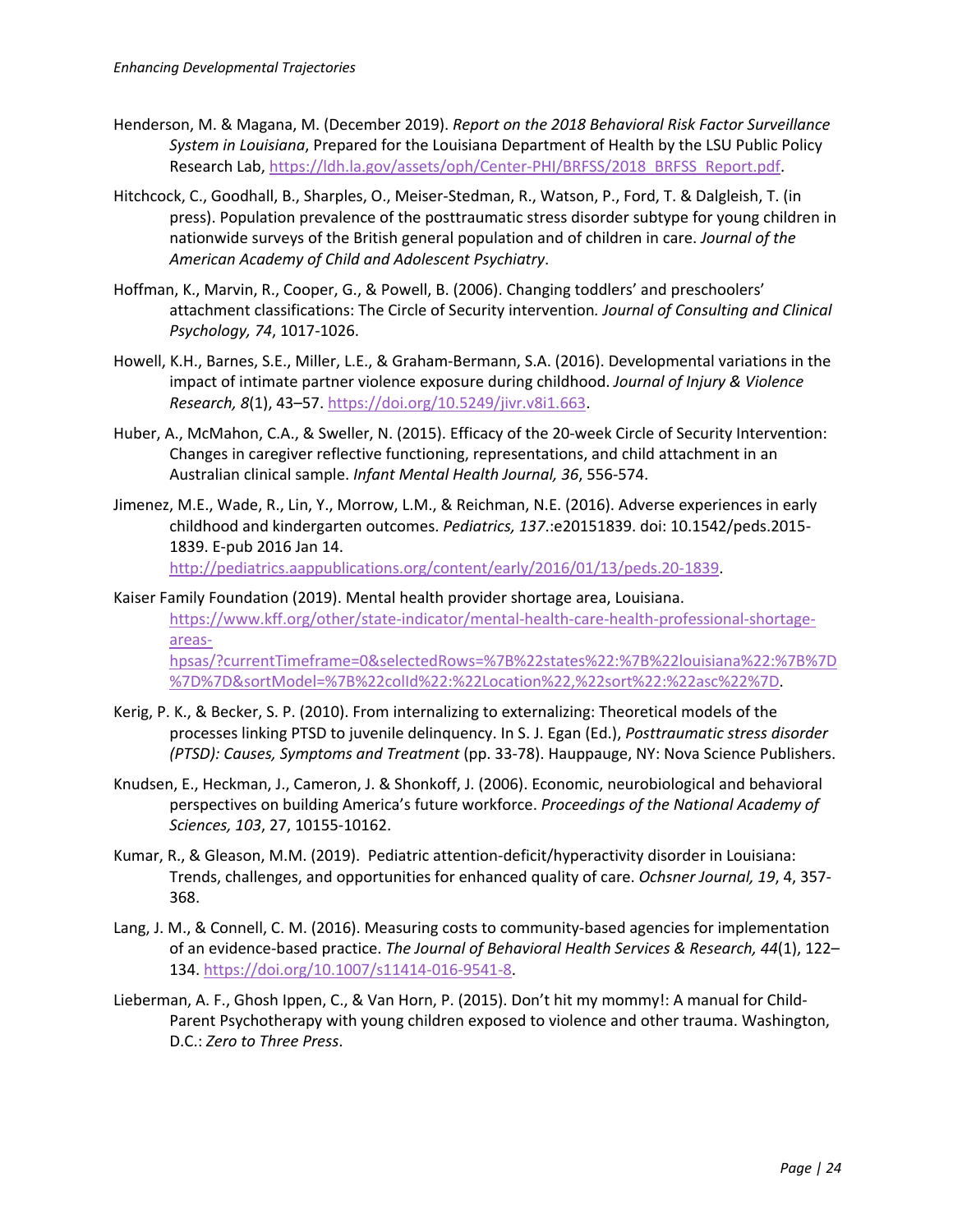Henderson, M. & Magana, M. (December 2019). *Report on the 2018 Behavioral Risk Factor Surveillance System in Louisiana*, Prepared for the Louisiana Department of Health by the LSU Public Policy Research Lab, https://ldh.la.gov/assets/oph/Center-PHI/BRFSS/2018_BRFSS_Report.pdf.

Hitchcock, C., Goodhall, B., Sharples, O., Meiser-Stedman, R., Watson, P., Ford, T. & Dalgleish, T. (in press). Population prevalence of the posttraumatic stress disorder subtype for young children in nationwide surveys of the British general population and of children in care. *Journal of the American Academy of Child and Adolescent Psychiatry*.

Hoffman, K., Marvin, R., Cooper, G., & Powell, B. (2006). Changing toddlers' and preschoolers' attachment classifications: The Circle of Security intervention. *Journal of Consulting and Clinical Psychology, 74*, 1017-1026.

Howell, K.H., Barnes, S.E., Miller, L.E., & Graham-Bermann, S.A. (2016). Developmental variations in the impact of intimate partner violence exposure during childhood. *Journal of Injury & Violence Research, 8*(1), 43–57. https://doi.org/10.5249/jivr.v8i1.663.

Huber, A., McMahon, C.A., & Sweller, N. (2015). Efficacy of the 20-week Circle of Security Intervention: Changes in caregiver reflective functioning, representations, and child attachment in an Australian clinical sample. *Infant Mental Health Journal, 36*, 556-574.

Jimenez, M.E., Wade, R., Lin, Y., Morrow, L.M., & Reichman, N.E. (2016). Adverse experiences in early childhood and kindergarten outcomes. *Pediatrics, 137*.:e20151839. doi: 10.1542/peds.2015-1839. E-pub 2016 Jan 14. http://pediatrics.aappublications.org/content/early/2016/01/13/peds.20-1839.

Kaiser Family Foundation (2019). Mental health provider shortage area, Louisiana. https://www.kff.org/other/state-indicator/mental-health-care-health-professional-shortage-areas-hpsas/?currentTimeframe=0&selectedRows=%7B%22states%22:%7B%22louisiana%22:%7B%7D%7D%7D&sortModel=%7B%22colId%22:%22Location%22,%22sort%22:%22asc%22%7D.

Kerig, P. K., & Becker, S. P. (2010). From internalizing to externalizing: Theoretical models of the processes linking PTSD to juvenile delinquency. In S. J. Egan (Ed.), *Posttraumatic stress disorder (PTSD): Causes, Symptoms and Treatment* (pp. 33-78). Hauppauge, NY: Nova Science Publishers.

Knudsen, E., Heckman, J., Cameron, J. & Shonkoff, J. (2006). Economic, neurobiological and behavioral perspectives on building America's future workforce. *Proceedings of the National Academy of Sciences, 103*, 27, 10155-10162.

Kumar, R., & Gleason, M.M. (2019). Pediatric attention-deficit/hyperactivity disorder in Louisiana: Trends, challenges, and opportunities for enhanced quality of care. *Ochsner Journal, 19*, 4, 357-368.

Lang, J. M., & Connell, C. M. (2016). Measuring costs to community-based agencies for implementation of an evidence-based practice. *The Journal of Behavioral Health Services & Research, 44*(1), 122–134. https://doi.org/10.1007/s11414-016-9541-8.

Lieberman, A. F., Ghosh Ippen, C., & Van Horn, P. (2015). Don't hit my mommy!: A manual for Child-Parent Psychotherapy with young children exposed to violence and other trauma. Washington, D.C.: *Zero to Three Press*.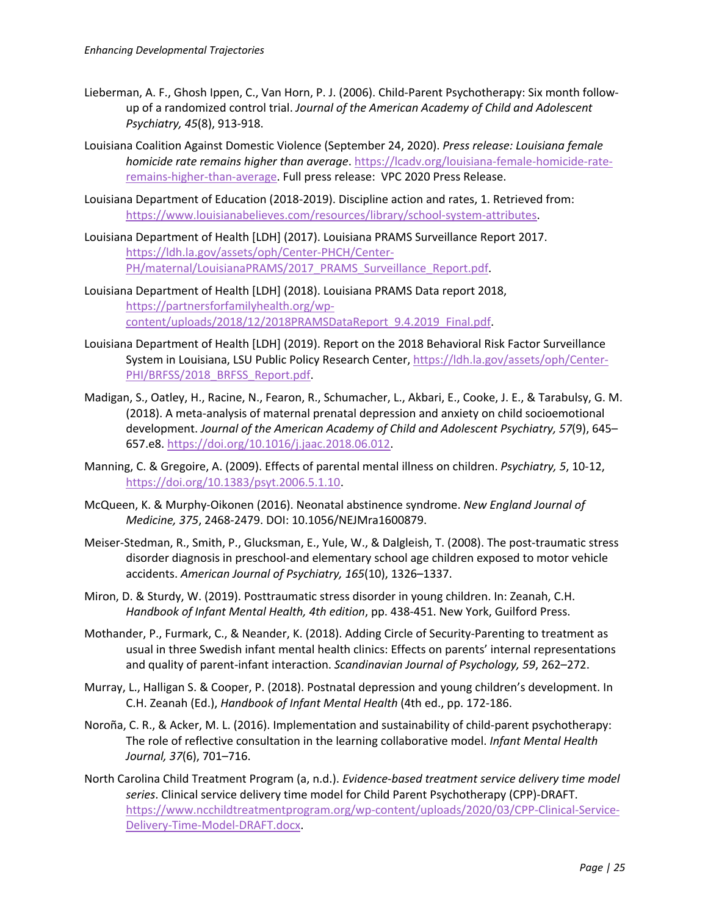Lieberman, A. F., Ghosh Ippen, C., Van Horn, P. J. (2006). Child-Parent Psychotherapy: Six month follow-up of a randomized control trial. *Journal of the American Academy of Child and Adolescent Psychiatry, 45*(8), 913-918.

Louisiana Coalition Against Domestic Violence (September 24, 2020). *Press release: Louisiana female homicide rate remains higher than average*. https://lcadv.org/louisiana-female-homicide-rate-remains-higher-than-average. Full press release: VPC 2020 Press Release.

Louisiana Department of Education (2018-2019). Discipline action and rates, 1. Retrieved from: https://www.louisianabelieves.com/resources/library/school-system-attributes.

Louisiana Department of Health [LDH] (2017). Louisiana PRAMS Surveillance Report 2017. https://ldh.la.gov/assets/oph/Center-PHCH/Center-PH/maternal/LouisianaPRAMS/2017_PRAMS_Surveillance_Report.pdf.

Louisiana Department of Health [LDH] (2018). Louisiana PRAMS Data report 2018, https://partnersforfamilyhealth.org/wp-content/uploads/2018/12/2018PRAMSDataReport_9.4.2019_Final.pdf.

Louisiana Department of Health [LDH] (2019). Report on the 2018 Behavioral Risk Factor Surveillance System in Louisiana, LSU Public Policy Research Center, https://ldh.la.gov/assets/oph/Center-PHI/BRFSS/2018_BRFSS_Report.pdf.

Madigan, S., Oatley, H., Racine, N., Fearon, R., Schumacher, L., Akbari, E., Cooke, J. E., & Tarabulsy, G. M. (2018). A meta-analysis of maternal prenatal depression and anxiety on child socioemotional development. *Journal of the American Academy of Child and Adolescent Psychiatry, 57*(9), 645–657.e8. https://doi.org/10.1016/j.jaac.2018.06.012.

Manning, C. & Gregoire, A. (2009). Effects of parental mental illness on children. *Psychiatry, 5*, 10-12, https://doi.org/10.1383/psyt.2006.5.1.10.

McQueen, K. & Murphy-Oikonen (2016). Neonatal abstinence syndrome. *New England Journal of Medicine, 375*, 2468-2479. DOI: 10.1056/NEJMra1600879.

Meiser-Stedman, R., Smith, P., Glucksman, E., Yule, W., & Dalgleish, T. (2008). The post-traumatic stress disorder diagnosis in preschool-and elementary school age children exposed to motor vehicle accidents. *American Journal of Psychiatry, 165*(10), 1326–1337.

Miron, D. & Sturdy, W. (2019). Posttraumatic stress disorder in young children. In: Zeanah, C.H. *Handbook of Infant Mental Health, 4th edition*, pp. 438-451. New York, Guilford Press.

Mothander, P., Furmark, C., & Neander, K. (2018). Adding Circle of Security-Parenting to treatment as usual in three Swedish infant mental health clinics: Effects on parents' internal representations and quality of parent-infant interaction. *Scandinavian Journal of Psychology, 59*, 262–272.

Murray, L., Halligan S. & Cooper, P. (2018). Postnatal depression and young children's development. In C.H. Zeanah (Ed.), *Handbook of Infant Mental Health* (4th ed., pp. 172-186.

Noroña, C. R., & Acker, M. L. (2016). Implementation and sustainability of child-parent psychotherapy: The role of reflective consultation in the learning collaborative model. *Infant Mental Health Journal, 37*(6), 701–716.

North Carolina Child Treatment Program (a, n.d.). *Evidence-based treatment service delivery time model series*. Clinical service delivery time model for Child Parent Psychotherapy (CPP)-DRAFT. https://www.ncchildtreatmentprogram.org/wp-content/uploads/2020/03/CPP-Clinical-Service-Delivery-Time-Model-DRAFT.docx.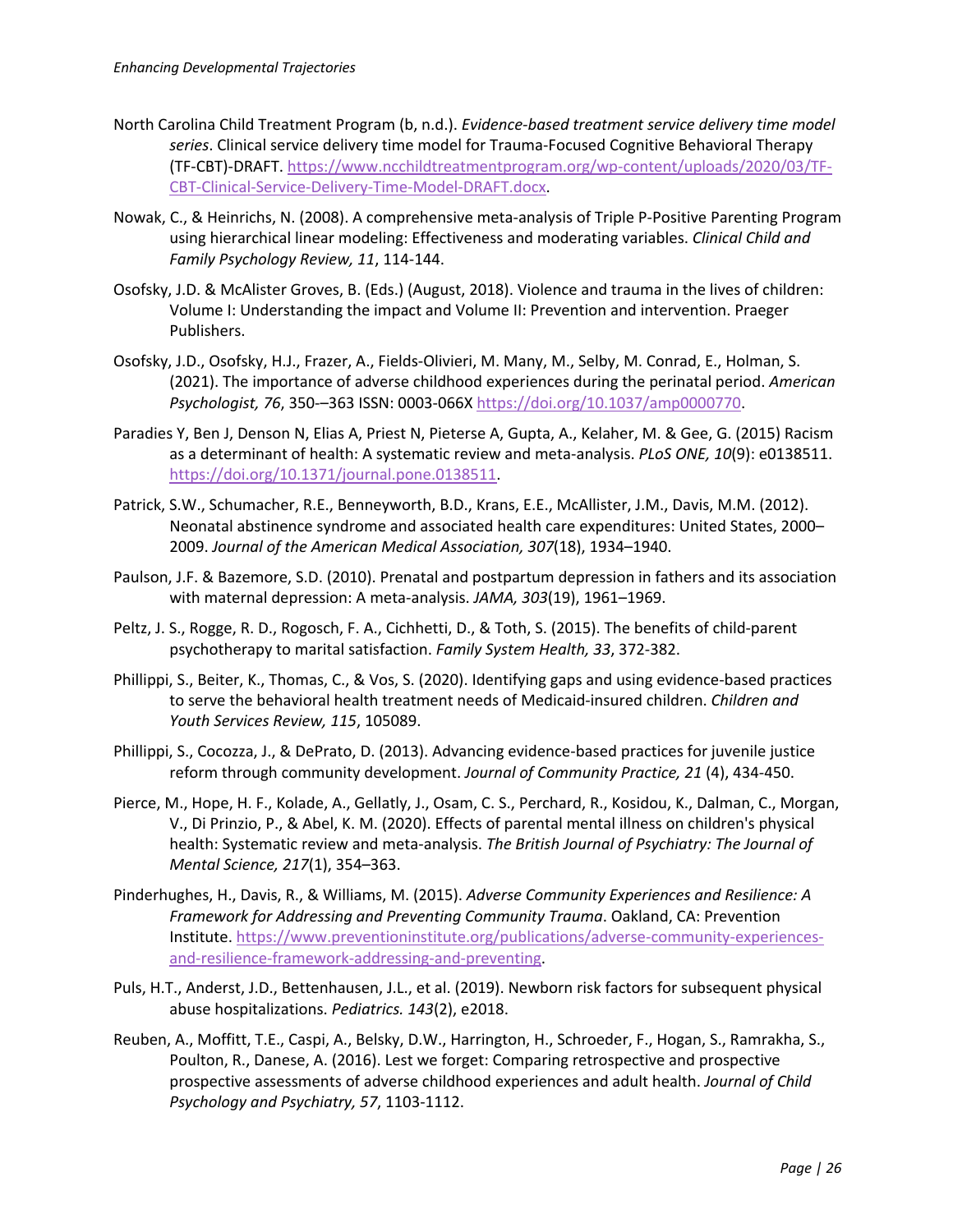North Carolina Child Treatment Program (b, n.d.). *Evidence-based treatment service delivery time model series*. Clinical service delivery time model for Trauma-Focused Cognitive Behavioral Therapy (TF-CBT)-DRAFT. https://www.ncchildtreatmentprogram.org/wp-content/uploads/2020/03/TF-CBT-Clinical-Service-Delivery-Time-Model-DRAFT.docx.

Nowak, C., & Heinrichs, N. (2008). A comprehensive meta-analysis of Triple P-Positive Parenting Program using hierarchical linear modeling: Effectiveness and moderating variables. *Clinical Child and Family Psychology Review, 11*, 114-144.

Osofsky, J.D. & McAlister Groves, B. (Eds.) (August, 2018). Violence and trauma in the lives of children: Volume I: Understanding the impact and Volume II: Prevention and intervention. Praeger Publishers.

Osofsky, J.D., Osofsky, H.J., Frazer, A., Fields-Olivieri, M. Many, M., Selby, M. Conrad, E., Holman, S. (2021). The importance of adverse childhood experiences during the perinatal period. *American Psychologist, 76*, 350-–363 ISSN: 0003-066X https://doi.org/10.1037/amp0000770.

Paradies Y, Ben J, Denson N, Elias A, Priest N, Pieterse A, Gupta, A., Kelaher, M. & Gee, G. (2015) Racism as a determinant of health: A systematic review and meta-analysis. *PLoS ONE, 10*(9): e0138511. https://doi.org/10.1371/journal.pone.0138511.

Patrick, S.W., Schumacher, R.E., Benneyworth, B.D., Krans, E.E., McAllister, J.M., Davis, M.M. (2012). Neonatal abstinence syndrome and associated health care expenditures: United States, 2000–2009. *Journal of the American Medical Association, 307*(18), 1934–1940.

Paulson, J.F. & Bazemore, S.D. (2010). Prenatal and postpartum depression in fathers and its association with maternal depression: A meta-analysis. *JAMA, 303*(19), 1961–1969.

Peltz, J. S., Rogge, R. D., Rogosch, F. A., Cichhetti, D., & Toth, S. (2015). The benefits of child-parent psychotherapy to marital satisfaction. *Family System Health, 33*, 372-382.

Phillippi, S., Beiter, K., Thomas, C., & Vos, S. (2020). Identifying gaps and using evidence-based practices to serve the behavioral health treatment needs of Medicaid-insured children. *Children and Youth Services Review, 115*, 105089.

Phillippi, S., Cocozza, J., & DePrato, D. (2013). Advancing evidence-based practices for juvenile justice reform through community development. *Journal of Community Practice, 21* (4), 434-450.

Pierce, M., Hope, H. F., Kolade, A., Gellatly, J., Osam, C. S., Perchard, R., Kosidou, K., Dalman, C., Morgan, V., Di Prinzio, P., & Abel, K. M. (2020). Effects of parental mental illness on children's physical health: Systematic review and meta-analysis. *The British Journal of Psychiatry: The Journal of Mental Science, 217*(1), 354–363.

Pinderhughes, H., Davis, R., & Williams, M. (2015). *Adverse Community Experiences and Resilience: A Framework for Addressing and Preventing Community Trauma*. Oakland, CA: Prevention Institute. https://www.preventioninstitute.org/publications/adverse-community-experiences-and-resilience-framework-addressing-and-preventing.

Puls, H.T., Anderst, J.D., Bettenhausen, J.L., et al. (2019). Newborn risk factors for subsequent physical abuse hospitalizations. *Pediatrics. 143*(2), e2018.

Reuben, A., Moffitt, T.E., Caspi, A., Belsky, D.W., Harrington, H., Schroeder, F., Hogan, S., Ramrakha, S., Poulton, R., Danese, A. (2016). Lest we forget: Comparing retrospective and prospective prospective assessments of adverse childhood experiences and adult health. *Journal of Child Psychology and Psychiatry, 57*, 1103-1112.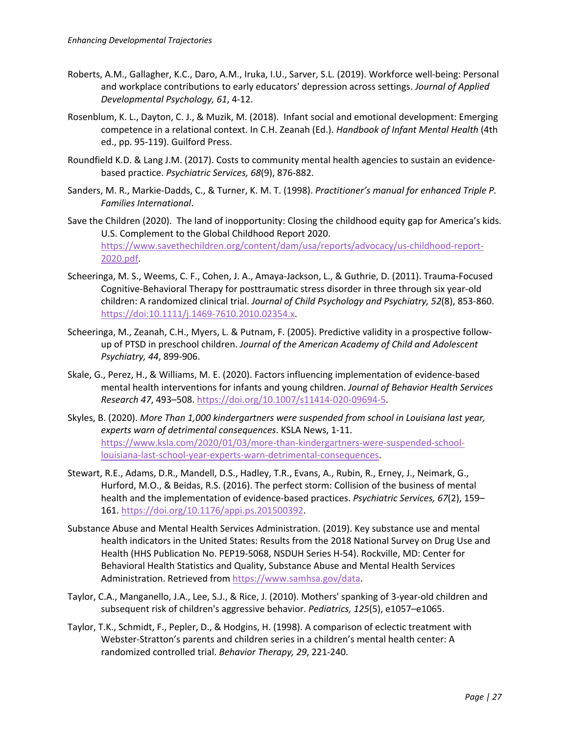Roberts, A.M., Gallagher, K.C., Daro, A.M., Iruka, I.U., Sarver, S.L. (2019). Workforce well-being: Personal and workplace contributions to early educators' depression across settings. *Journal of Applied Developmental Psychology, 61*, 4-12.

Rosenblum, K. L., Dayton, C. J., & Muzik, M. (2018). Infant social and emotional development: Emerging competence in a relational context. In C.H. Zeanah (Ed.). *Handbook of Infant Mental Health* (4th ed., pp. 95-119). Guilford Press.

Roundfield K.D. & Lang J.M. (2017). Costs to community mental health agencies to sustain an evidence-based practice. *Psychiatric Services, 68*(9), 876-882.

Sanders, M. R., Markie-Dadds, C., & Turner, K. M. T. (1998). *Practitioner's manual for enhanced Triple P. Families International*.

Save the Children (2020). The land of inopportunity: Closing the childhood equity gap for America's kids. U.S. Complement to the Global Childhood Report 2020. https://www.savethechildren.org/content/dam/usa/reports/advocacy/us-childhood-report-2020.pdf.

Scheeringa, M. S., Weems, C. F., Cohen, J. A., Amaya-Jackson, L., & Guthrie, D. (2011). Trauma-Focused Cognitive-Behavioral Therapy for posttraumatic stress disorder in three through six year-old children: A randomized clinical trial. *Journal of Child Psychology and Psychiatry, 52*(8), 853-860. https://doi:10.1111/j.1469-7610.2010.02354.x.

Scheeringa, M., Zeanah, C.H., Myers, L. & Putnam, F. (2005). Predictive validity in a prospective follow-up of PTSD in preschool children. *Journal of the American Academy of Child and Adolescent Psychiatry, 44*, 899-906.

Skale, G., Perez, H., & Williams, M. E. (2020). Factors influencing implementation of evidence-based mental health interventions for infants and young children. *Journal of Behavior Health Services Research 47*, 493–508. https://doi.org/10.1007/s11414-020-09694-5.

Skyles, B. (2020). *More Than 1,000 kindergartners were suspended from school in Louisiana last year, experts warn of detrimental consequences*. KSLA News, 1-11. https://www.ksla.com/2020/01/03/more-than-kindergartners-were-suspended-school-louisiana-last-school-year-experts-warn-detrimental-consequences.

Stewart, R.E., Adams, D.R., Mandell, D.S., Hadley, T.R., Evans, A., Rubin, R., Erney, J., Neimark, G., Hurford, M.O., & Beidas, R.S. (2016). The perfect storm: Collision of the business of mental health and the implementation of evidence-based practices. *Psychiatric Services, 67*(2), 159–161. https://doi.org/10.1176/appi.ps.201500392.

Substance Abuse and Mental Health Services Administration. (2019). Key substance use and mental health indicators in the United States: Results from the 2018 National Survey on Drug Use and Health (HHS Publication No. PEP19-5068, NSDUH Series H-54). Rockville, MD: Center for Behavioral Health Statistics and Quality, Substance Abuse and Mental Health Services Administration. Retrieved from https://www.samhsa.gov/data.

Taylor, C.A., Manganello, J.A., Lee, S.J., & Rice, J. (2010). Mothers' spanking of 3-year-old children and subsequent risk of children's aggressive behavior. *Pediatrics, 125*(5), e1057–e1065.

Taylor, T.K., Schmidt, F., Pepler, D., & Hodgins, H. (1998). A comparison of eclectic treatment with Webster-Stratton's parents and children series in a children's mental health center: A randomized controlled trial. *Behavior Therapy, 29*, 221-240.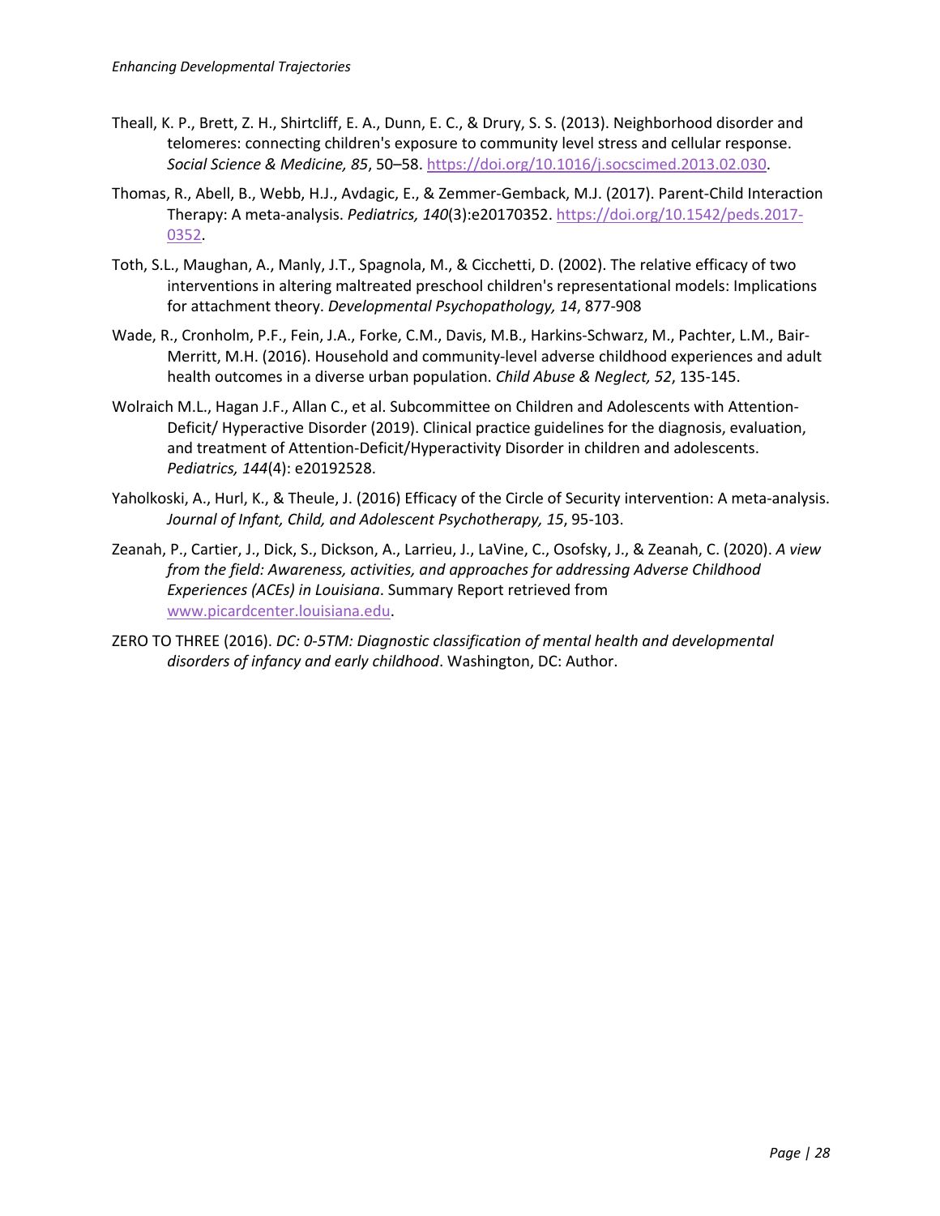Theall, K. P., Brett, Z. H., Shirtcliff, E. A., Dunn, E. C., & Drury, S. S. (2013). Neighborhood disorder and telomeres: connecting children's exposure to community level stress and cellular response. *Social Science & Medicine, 85*, 50–58. https://doi.org/10.1016/j.socscimed.2013.02.030.

Thomas, R., Abell, B., Webb, H.J., Avdagic, E., & Zemmer-Gemback, M.J. (2017). Parent-Child Interaction Therapy: A meta-analysis. *Pediatrics, 140*(3):e20170352. https://doi.org/10.1542/peds.2017-0352.

Toth, S.L., Maughan, A., Manly, J.T., Spagnola, M., & Cicchetti, D. (2002). The relative efficacy of two interventions in altering maltreated preschool children's representational models: Implications for attachment theory. *Developmental Psychopathology, 14*, 877-908

Wade, R., Cronholm, P.F., Fein, J.A., Forke, C.M., Davis, M.B., Harkins-Schwarz, M., Pachter, L.M., Bair-Merritt, M.H. (2016). Household and community-level adverse childhood experiences and adult health outcomes in a diverse urban population. *Child Abuse & Neglect, 52*, 135-145.

Wolraich M.L., Hagan J.F., Allan C., et al. Subcommittee on Children and Adolescents with Attention-Deficit/ Hyperactive Disorder (2019). Clinical practice guidelines for the diagnosis, evaluation, and treatment of Attention-Deficit/Hyperactivity Disorder in children and adolescents. *Pediatrics, 144*(4): e20192528.

Yaholkoski, A., Hurl, K., & Theule, J. (2016) Efficacy of the Circle of Security intervention: A meta-analysis. *Journal of Infant, Child, and Adolescent Psychotherapy, 15*, 95-103.

Zeanah, P., Cartier, J., Dick, S., Dickson, A., Larrieu, J., LaVine, C., Osofsky, J., & Zeanah, C. (2020). *A view from the field: Awareness, activities, and approaches for addressing Adverse Childhood Experiences (ACEs) in Louisiana*. Summary Report retrieved from www.picardcenter.louisiana.edu.

ZERO TO THREE (2016). *DC: 0-5TM: Diagnostic classification of mental health and developmental disorders of infancy and early childhood*. Washington, DC: Author.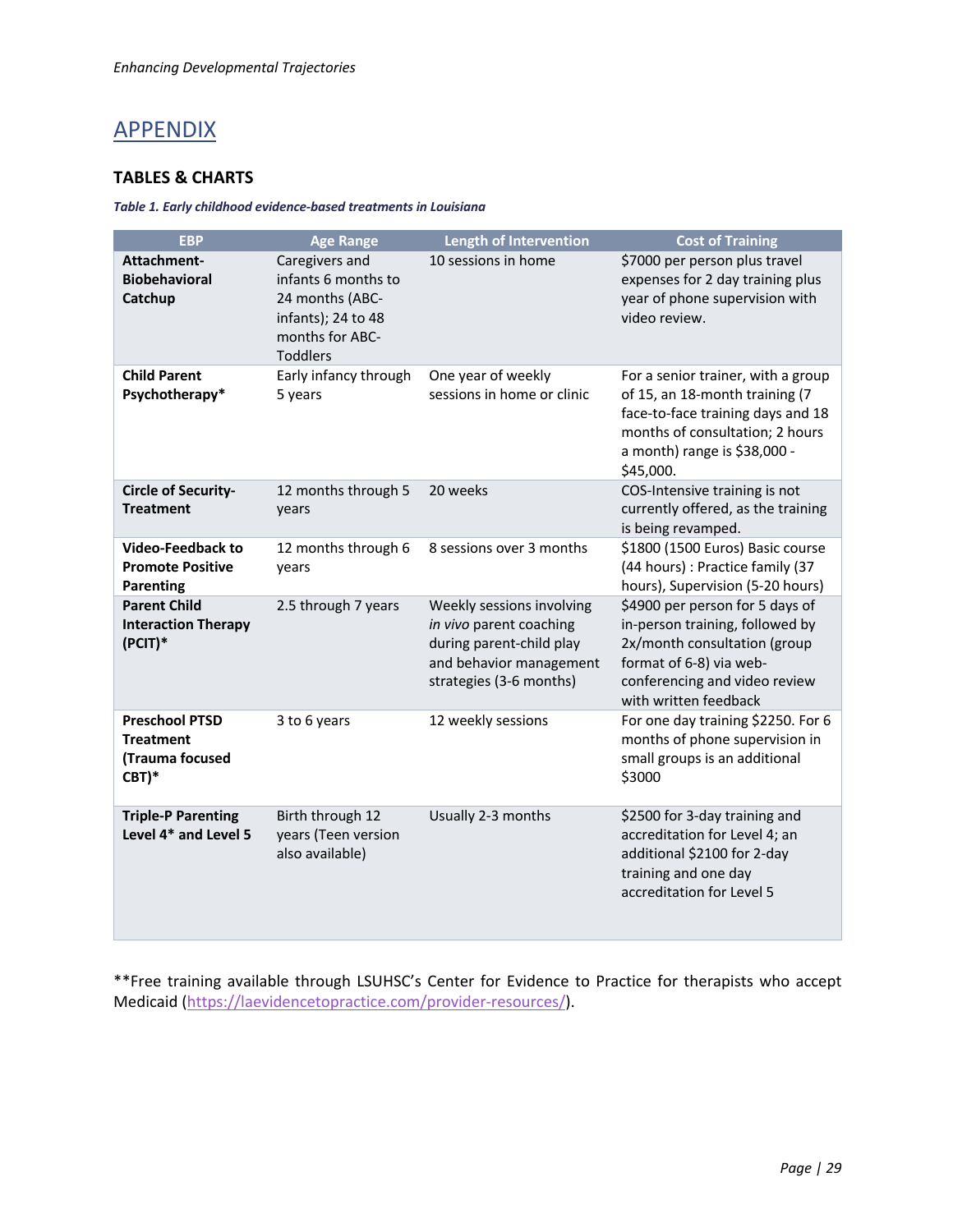# APPENDIX

## TABLES & CHARTS

***Table 1. Early childhood evidence-based treatments in Louisiana***

| EBP | Age Range | Length of Intervention | Cost of Training |
|---|---|---|---|
| **Attachment-Biobehavioral Catchup** | Caregivers and infants 6 months to 24 months (ABC-infants); 24 to 48 months for ABC-Toddlers | 10 sessions in home | $7000 per person plus travel expenses for 2 day training plus year of phone supervision with video review. |
| **Child Parent Psychotherapy*** | Early infancy through 5 years | One year of weekly sessions in home or clinic | For a senior trainer, with a group of 15, an 18-month training (7 face-to-face training days and 18 months of consultation; 2 hours a month) range is $38,000 - $45,000. |
| **Circle of Security-Treatment** | 12 months through 5 years | 20 weeks | COS-Intensive training is not currently offered, as the training is being revamped. |
| **Video-Feedback to Promote Positive Parenting** | 12 months through 6 years | 8 sessions over 3 months | $1800 (1500 Euros) Basic course (44 hours) : Practice family (37 hours), Supervision (5-20 hours) |
| **Parent Child Interaction Therapy (PCIT)*** | 2.5 through 7 years | Weekly sessions involving *in vivo* parent coaching during parent-child play and behavior management strategies (3-6 months) | $4900 per person for 5 days of in-person training, followed by 2x/month consultation (group format of 6-8) via web-conferencing and video review with written feedback |
| **Preschool PTSD Treatment (Trauma focused CBT)*** | 3 to 6 years | 12 weekly sessions | For one day training $2250. For 6 months of phone supervision in small groups is an additional $3000 |
| **Triple-P Parenting Level 4* and Level 5** | Birth through 12 years (Teen version also available) | Usually 2-3 months | $2500 for 3-day training and accreditation for Level 4; an additional $2100 for 2-day training and one day accreditation for Level 5 |

**Free training available through LSUHSC's Center for Evidence to Practice for therapists who accept Medicaid (https://laevidencetopractice.com/provider-resources/).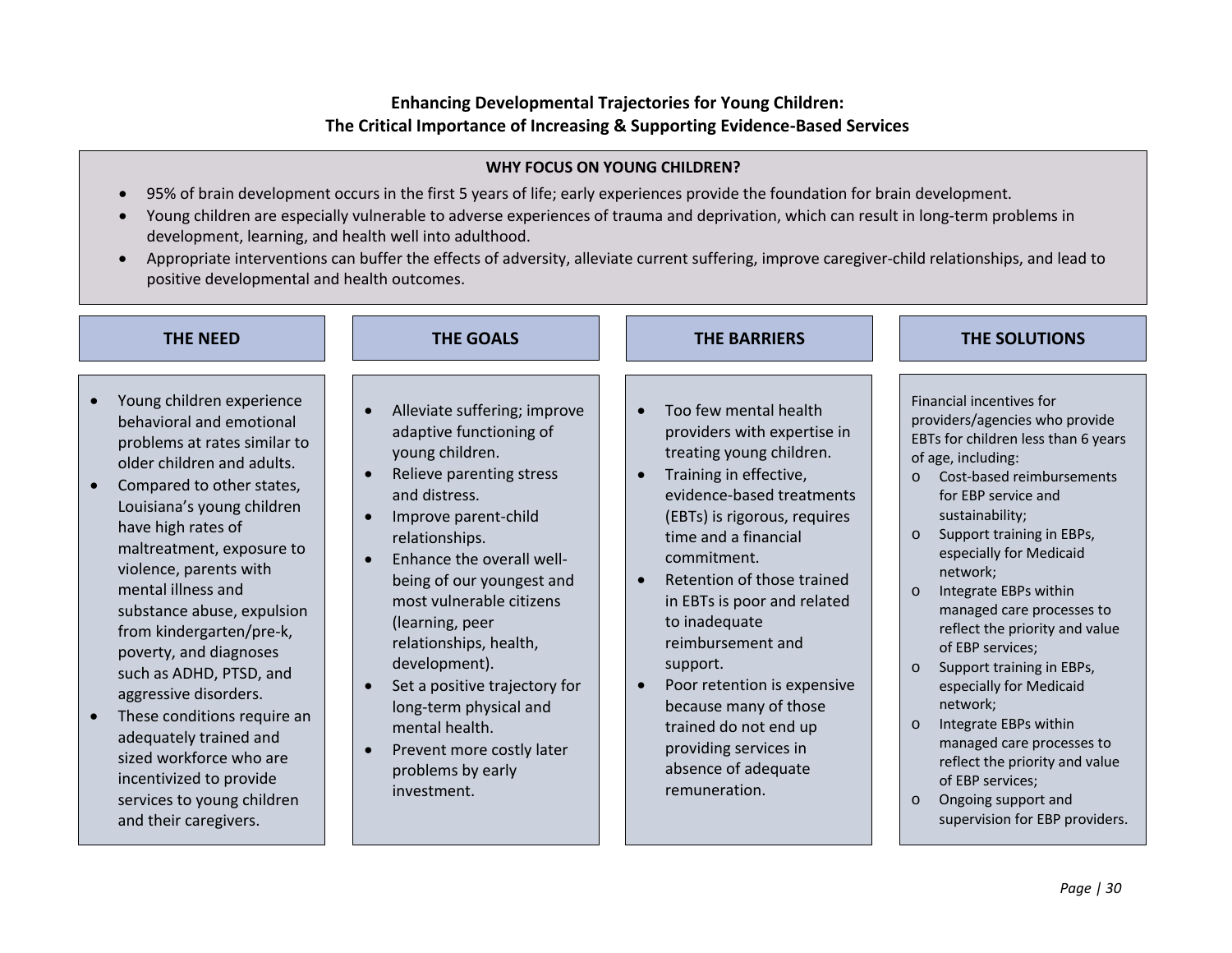# Enhancing Developmental Trajectories for Young Children: The Critical Importance of Increasing & Supporting Evidence-Based Services

## WHY FOCUS ON YOUNG CHILDREN?

- 95% of brain development occurs in the first 5 years of life; early experiences provide the foundation for brain development.
- Young children are especially vulnerable to adverse experiences of trauma and deprivation, which can result in long-term problems in development, learning, and health well into adulthood.
- Appropriate interventions can buffer the effects of adversity, alleviate current suffering, improve caregiver-child relationships, and lead to positive developmental and health outcomes.

## THE NEED

- Young children experience behavioral and emotional problems at rates similar to older children and adults.
- Compared to other states, Louisiana's young children have high rates of maltreatment, exposure to violence, parents with mental illness and substance abuse, expulsion from kindergarten/pre-k, poverty, and diagnoses such as ADHD, PTSD, and aggressive disorders.
- These conditions require an adequately trained and sized workforce who are incentivized to provide services to young children and their caregivers.

## THE GOALS

- Alleviate suffering; improve adaptive functioning of young children.
- Relieve parenting stress and distress.
- Improve parent-child relationships.
- Enhance the overall well-being of our youngest and most vulnerable citizens (learning, peer relationships, health, development).
- Set a positive trajectory for long-term physical and mental health.
- Prevent more costly later problems by early investment.

## THE BARRIERS

- Too few mental health providers with expertise in treating young children.
- Training in effective, evidence-based treatments (EBTs) is rigorous, requires time and a financial commitment.
- Retention of those trained in EBTs is poor and related to inadequate reimbursement and support.
- Poor retention is expensive because many of those trained do not end up providing services in absence of adequate remuneration.

## THE SOLUTIONS

Financial incentives for providers/agencies who provide EBTs for children less than 6 years of age, including:

- Cost-based reimbursements for EBP service and sustainability;
- Support training in EBPs, especially for Medicaid network;
- Integrate EBPs within managed care processes to reflect the priority and value of EBP services;
- Support training in EBPs, especially for Medicaid network;
- Integrate EBPs within managed care processes to reflect the priority and value of EBP services;
- Ongoing support and supervision for EBP providers.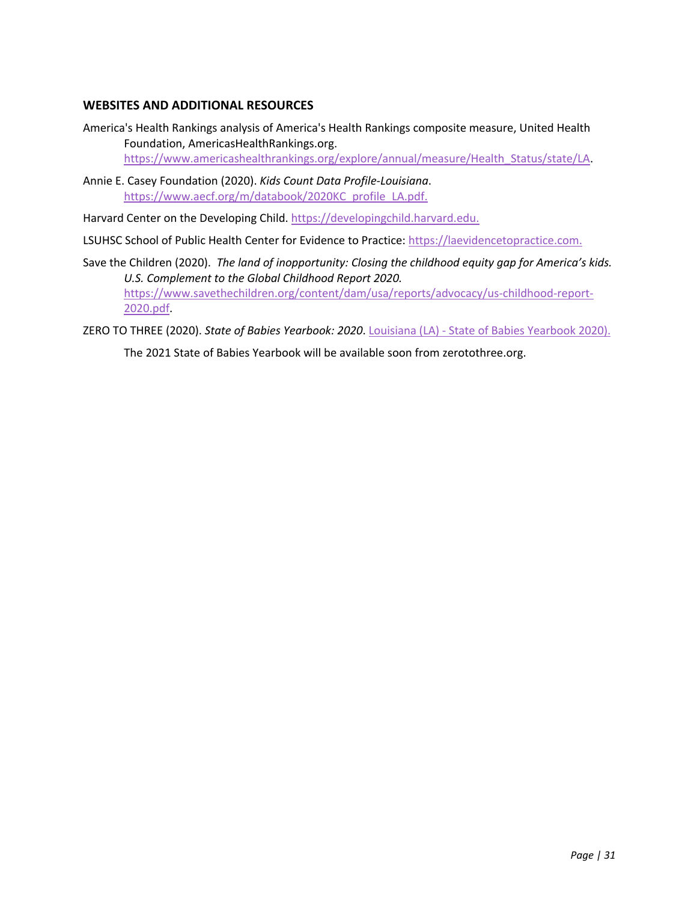## WEBSITES AND ADDITIONAL RESOURCES

America's Health Rankings analysis of America's Health Rankings composite measure, United Health Foundation, AmericasHealthRankings.org. https://www.americashealthrankings.org/explore/annual/measure/Health_Status/state/LA.

Annie E. Casey Foundation (2020). *Kids Count Data Profile-Louisiana*. https://www.aecf.org/m/databook/2020KC_profile_LA.pdf.

Harvard Center on the Developing Child. https://developingchild.harvard.edu.

LSUHSC School of Public Health Center for Evidence to Practice: https://laevidencetopractice.com.

Save the Children (2020). *The land of inopportunity: Closing the childhood equity gap for America's kids. U.S. Complement to the Global Childhood Report 2020.* https://www.savethechildren.org/content/dam/usa/reports/advocacy/us-childhood-report-2020.pdf.

ZERO TO THREE (2020). *State of Babies Yearbook: 2020*. Louisiana (LA) - State of Babies Yearbook 2020).

The 2021 State of Babies Yearbook will be available soon from zerotothree.org.